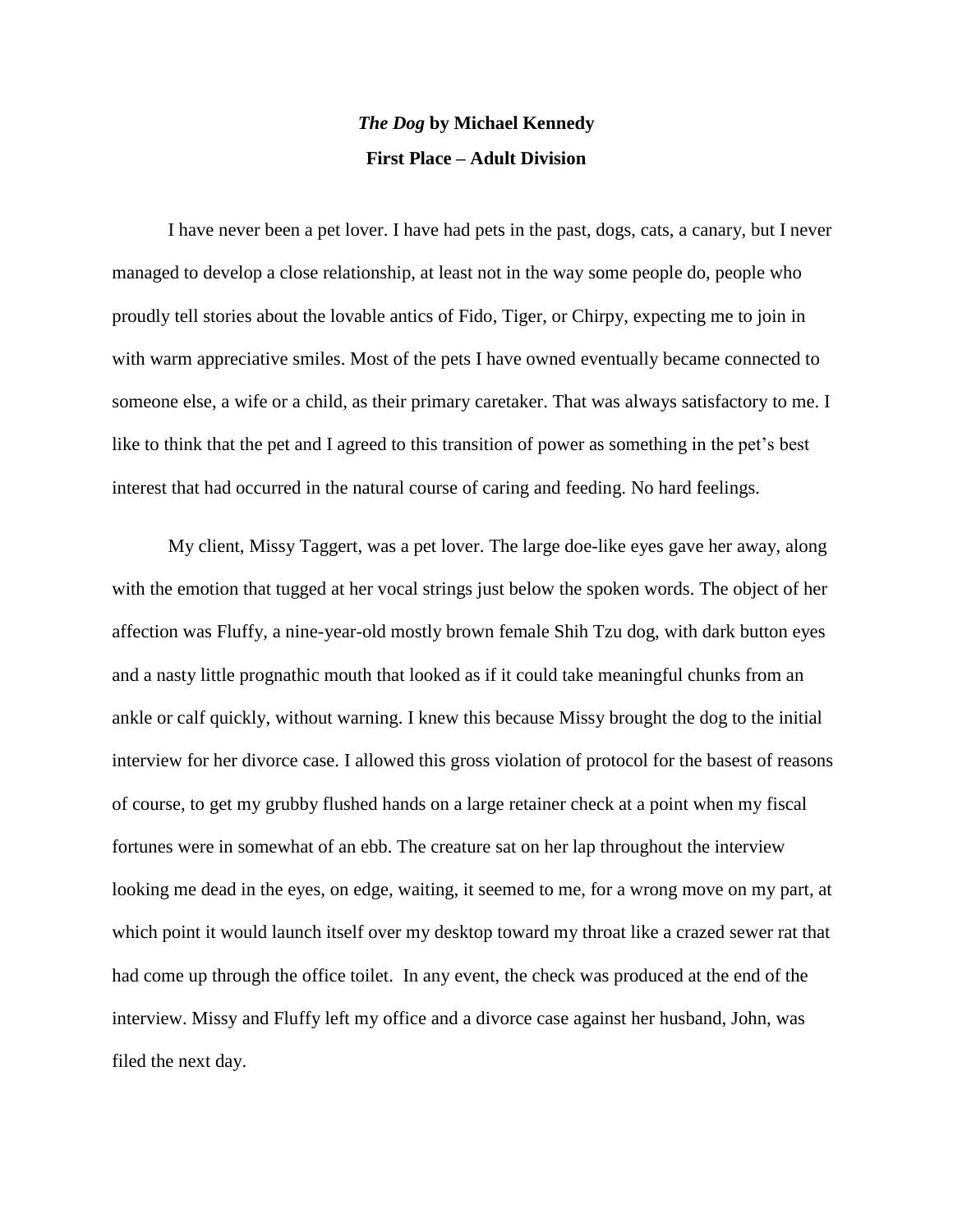# *The Dog* by Michael Kennedy

## First Place – Adult Division

I have never been a pet lover. I have had pets in the past, dogs, cats, a canary, but I never managed to develop a close relationship, at least not in the way some people do, people who proudly tell stories about the lovable antics of Fido, Tiger, or Chirpy, expecting me to join in with warm appreciative smiles. Most of the pets I have owned eventually became connected to someone else, a wife or a child, as their primary caretaker. That was always satisfactory to me. I like to think that the pet and I agreed to this transition of power as something in the pet's best interest that had occurred in the natural course of caring and feeding. No hard feelings.

My client, Missy Taggert, was a pet lover. The large doe-like eyes gave her away, along with the emotion that tugged at her vocal strings just below the spoken words. The object of her affection was Fluffy, a nine-year-old mostly brown female Shih Tzu dog, with dark button eyes and a nasty little prognathic mouth that looked as if it could take meaningful chunks from an ankle or calf quickly, without warning. I knew this because Missy brought the dog to the initial interview for her divorce case. I allowed this gross violation of protocol for the basest of reasons of course, to get my grubby flushed hands on a large retainer check at a point when my fiscal fortunes were in somewhat of an ebb. The creature sat on her lap throughout the interview looking me dead in the eyes, on edge, waiting, it seemed to me, for a wrong move on my part, at which point it would launch itself over my desktop toward my throat like a crazed sewer rat that had come up through the office toilet. In any event, the check was produced at the end of the interview. Missy and Fluffy left my office and a divorce case against her husband, John, was filed the next day.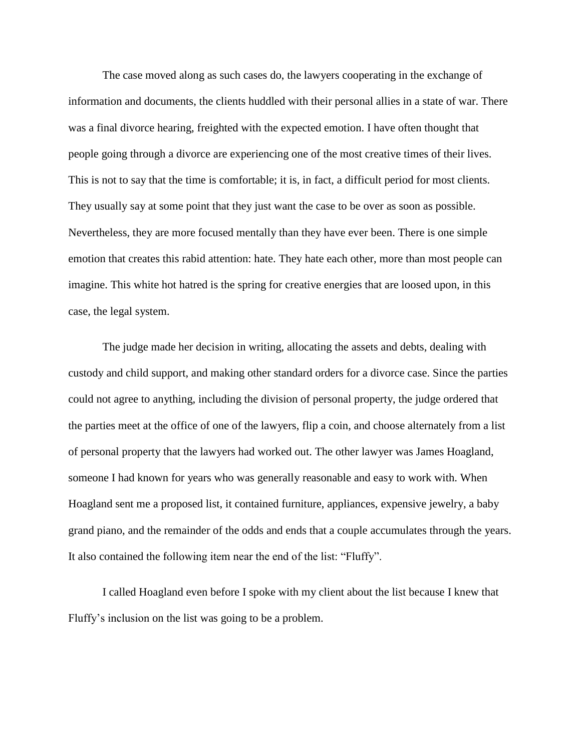The case moved along as such cases do, the lawyers cooperating in the exchange of information and documents, the clients huddled with their personal allies in a state of war. There was a final divorce hearing, freighted with the expected emotion. I have often thought that people going through a divorce are experiencing one of the most creative times of their lives. This is not to say that the time is comfortable; it is, in fact, a difficult period for most clients. They usually say at some point that they just want the case to be over as soon as possible. Nevertheless, they are more focused mentally than they have ever been. There is one simple emotion that creates this rabid attention: hate. They hate each other, more than most people can imagine. This white hot hatred is the spring for creative energies that are loosed upon, in this case, the legal system.

The judge made her decision in writing, allocating the assets and debts, dealing with custody and child support, and making other standard orders for a divorce case. Since the parties could not agree to anything, including the division of personal property, the judge ordered that the parties meet at the office of one of the lawyers, flip a coin, and choose alternately from a list of personal property that the lawyers had worked out. The other lawyer was James Hoagland, someone I had known for years who was generally reasonable and easy to work with. When Hoagland sent me a proposed list, it contained furniture, appliances, expensive jewelry, a baby grand piano, and the remainder of the odds and ends that a couple accumulates through the years. It also contained the following item near the end of the list: "Fluffy".

I called Hoagland even before I spoke with my client about the list because I knew that Fluffy's inclusion on the list was going to be a problem.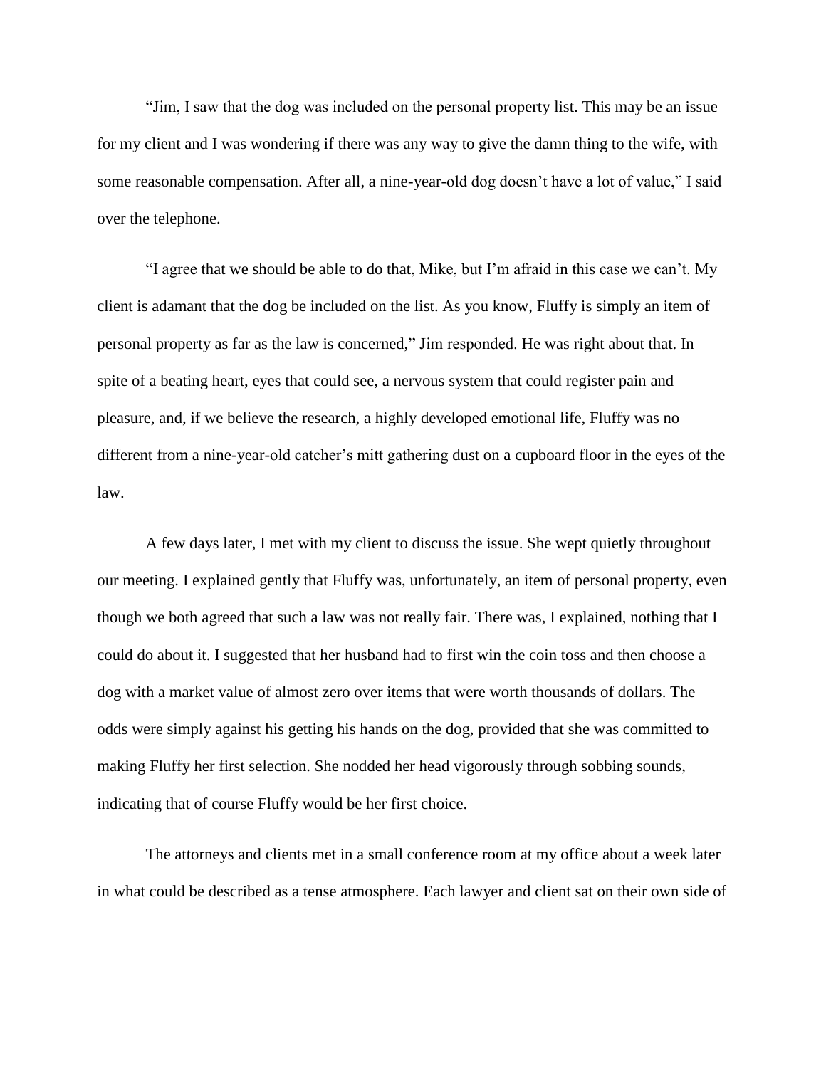"Jim, I saw that the dog was included on the personal property list. This may be an issue for my client and I was wondering if there was any way to give the damn thing to the wife, with some reasonable compensation. After all, a nine-year-old dog doesn't have a lot of value," I said over the telephone.

"I agree that we should be able to do that, Mike, but I'm afraid in this case we can't. My client is adamant that the dog be included on the list. As you know, Fluffy is simply an item of personal property as far as the law is concerned," Jim responded. He was right about that. In spite of a beating heart, eyes that could see, a nervous system that could register pain and pleasure, and, if we believe the research, a highly developed emotional life, Fluffy was no different from a nine-year-old catcher's mitt gathering dust on a cupboard floor in the eyes of the law.

A few days later, I met with my client to discuss the issue. She wept quietly throughout our meeting. I explained gently that Fluffy was, unfortunately, an item of personal property, even though we both agreed that such a law was not really fair. There was, I explained, nothing that I could do about it. I suggested that her husband had to first win the coin toss and then choose a dog with a market value of almost zero over items that were worth thousands of dollars. The odds were simply against his getting his hands on the dog, provided that she was committed to making Fluffy her first selection. She nodded her head vigorously through sobbing sounds, indicating that of course Fluffy would be her first choice.

The attorneys and clients met in a small conference room at my office about a week later in what could be described as a tense atmosphere. Each lawyer and client sat on their own side of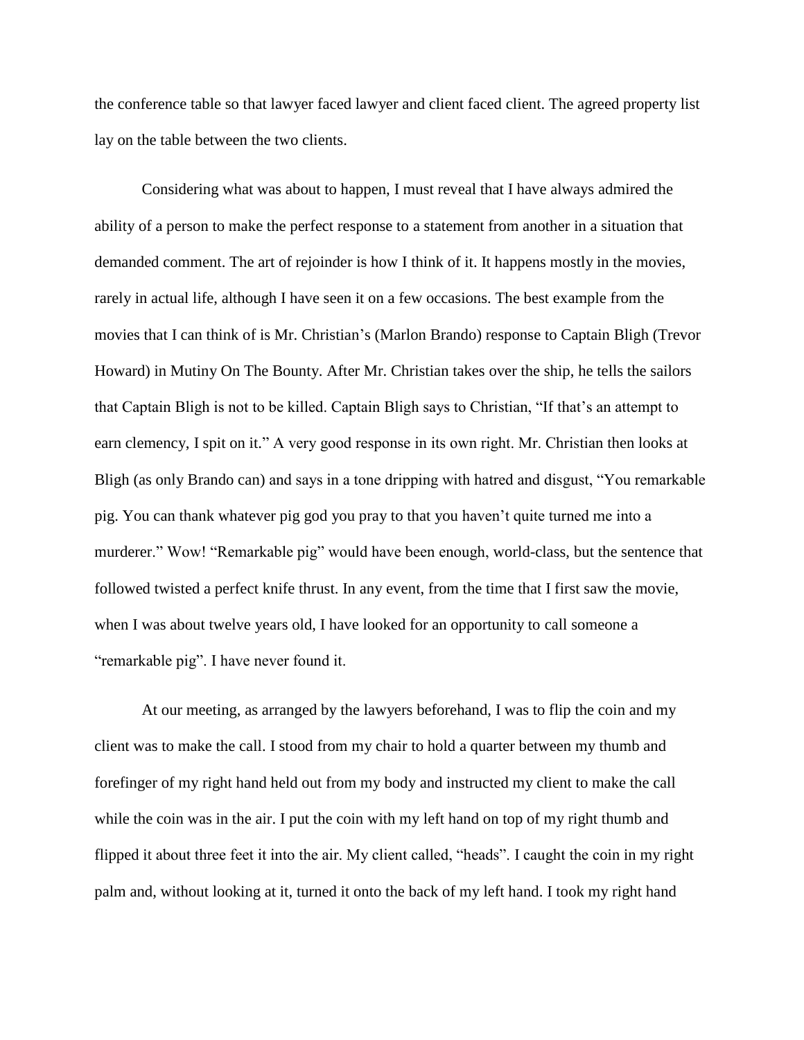the conference table so that lawyer faced lawyer and client faced client. The agreed property list lay on the table between the two clients.

Considering what was about to happen, I must reveal that I have always admired the ability of a person to make the perfect response to a statement from another in a situation that demanded comment. The art of rejoinder is how I think of it. It happens mostly in the movies, rarely in actual life, although I have seen it on a few occasions. The best example from the movies that I can think of is Mr. Christian's (Marlon Brando) response to Captain Bligh (Trevor Howard) in Mutiny On The Bounty. After Mr. Christian takes over the ship, he tells the sailors that Captain Bligh is not to be killed. Captain Bligh says to Christian, "If that's an attempt to earn clemency, I spit on it." A very good response in its own right. Mr. Christian then looks at Bligh (as only Brando can) and says in a tone dripping with hatred and disgust, "You remarkable pig. You can thank whatever pig god you pray to that you haven't quite turned me into a murderer." Wow! "Remarkable pig" would have been enough, world-class, but the sentence that followed twisted a perfect knife thrust. In any event, from the time that I first saw the movie, when I was about twelve years old, I have looked for an opportunity to call someone a "remarkable pig". I have never found it.

At our meeting, as arranged by the lawyers beforehand, I was to flip the coin and my client was to make the call. I stood from my chair to hold a quarter between my thumb and forefinger of my right hand held out from my body and instructed my client to make the call while the coin was in the air. I put the coin with my left hand on top of my right thumb and flipped it about three feet it into the air. My client called, "heads". I caught the coin in my right palm and, without looking at it, turned it onto the back of my left hand. I took my right hand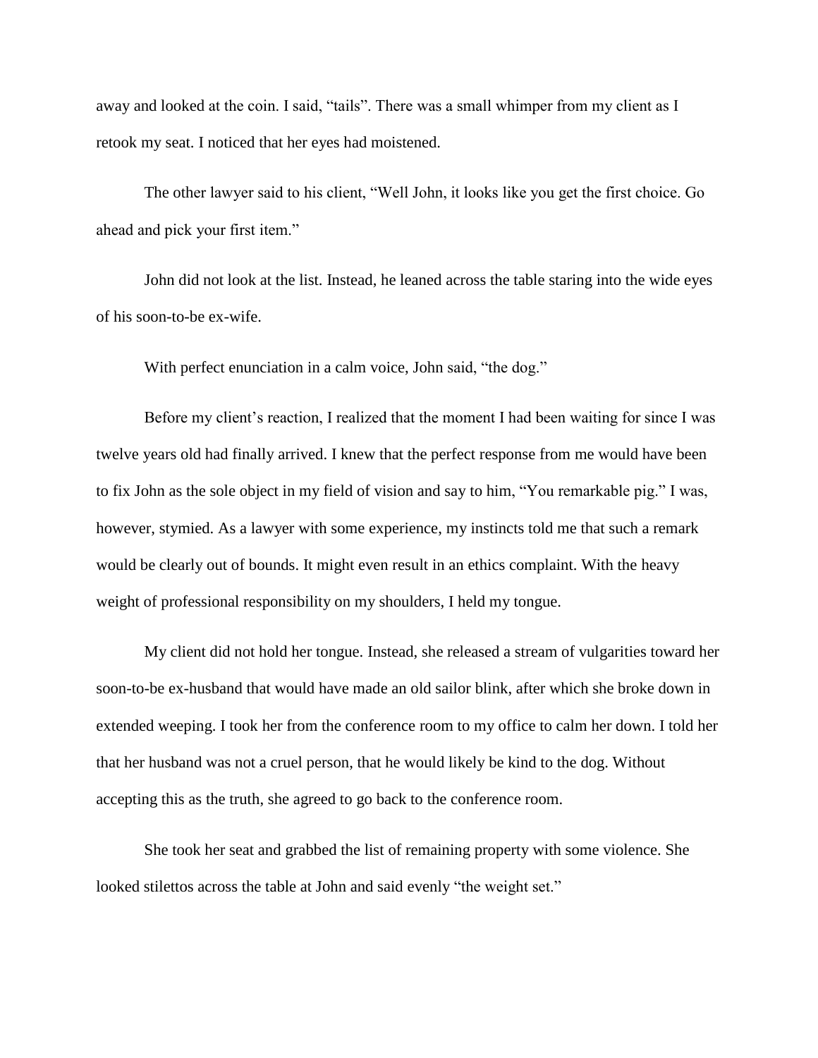away and looked at the coin. I said, “tails”. There was a small whimper from my client as I retook my seat. I noticed that her eyes had moistened.

The other lawyer said to his client, “Well John, it looks like you get the first choice. Go ahead and pick your first item.”

John did not look at the list. Instead, he leaned across the table staring into the wide eyes of his soon-to-be ex-wife.

With perfect enunciation in a calm voice, John said, “the dog.”

Before my client’s reaction, I realized that the moment I had been waiting for since I was twelve years old had finally arrived. I knew that the perfect response from me would have been to fix John as the sole object in my field of vision and say to him, “You remarkable pig.” I was, however, stymied. As a lawyer with some experience, my instincts told me that such a remark would be clearly out of bounds. It might even result in an ethics complaint. With the heavy weight of professional responsibility on my shoulders, I held my tongue.

My client did not hold her tongue. Instead, she released a stream of vulgarities toward her soon-to-be ex-husband that would have made an old sailor blink, after which she broke down in extended weeping. I took her from the conference room to my office to calm her down. I told her that her husband was not a cruel person, that he would likely be kind to the dog. Without accepting this as the truth, she agreed to go back to the conference room.

She took her seat and grabbed the list of remaining property with some violence. She looked stilettos across the table at John and said evenly “the weight set.”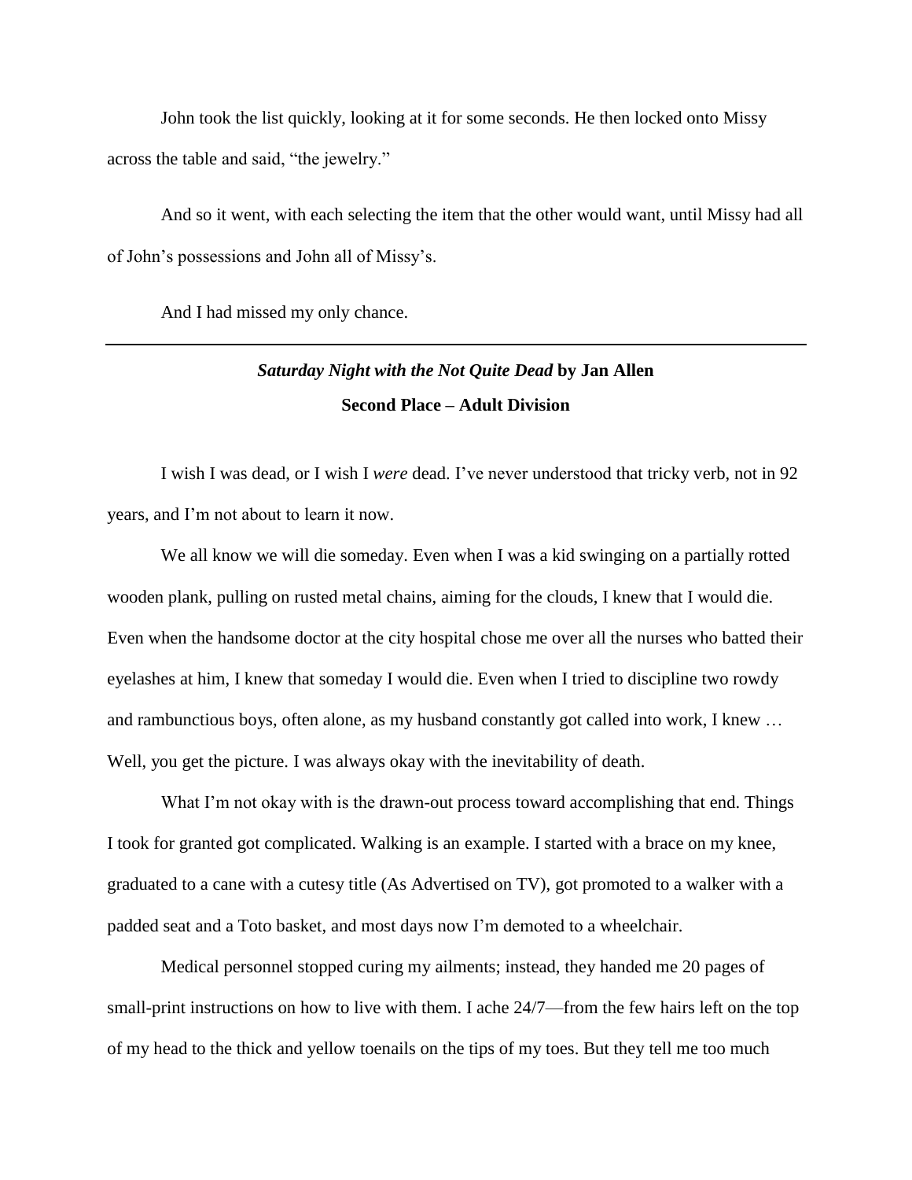John took the list quickly, looking at it for some seconds. He then locked onto Missy across the table and said, "the jewelry."

And so it went, with each selecting the item that the other would want, until Missy had all of John's possessions and John all of Missy's.

And I had missed my only chance.

---

## ***Saturday Night with the Not Quite Dead*** **by Jan Allen**

### Second Place – Adult Division

I wish I was dead, or I wish I *were* dead. I've never understood that tricky verb, not in 92 years, and I'm not about to learn it now.

We all know we will die someday. Even when I was a kid swinging on a partially rotted wooden plank, pulling on rusted metal chains, aiming for the clouds, I knew that I would die. Even when the handsome doctor at the city hospital chose me over all the nurses who batted their eyelashes at him, I knew that someday I would die. Even when I tried to discipline two rowdy and rambunctious boys, often alone, as my husband constantly got called into work, I knew … Well, you get the picture. I was always okay with the inevitability of death.

What I'm not okay with is the drawn-out process toward accomplishing that end. Things I took for granted got complicated. Walking is an example. I started with a brace on my knee, graduated to a cane with a cutesy title (As Advertised on TV), got promoted to a walker with a padded seat and a Toto basket, and most days now I'm demoted to a wheelchair.

Medical personnel stopped curing my ailments; instead, they handed me 20 pages of small-print instructions on how to live with them. I ache 24/7—from the few hairs left on the top of my head to the thick and yellow toenails on the tips of my toes. But they tell me too much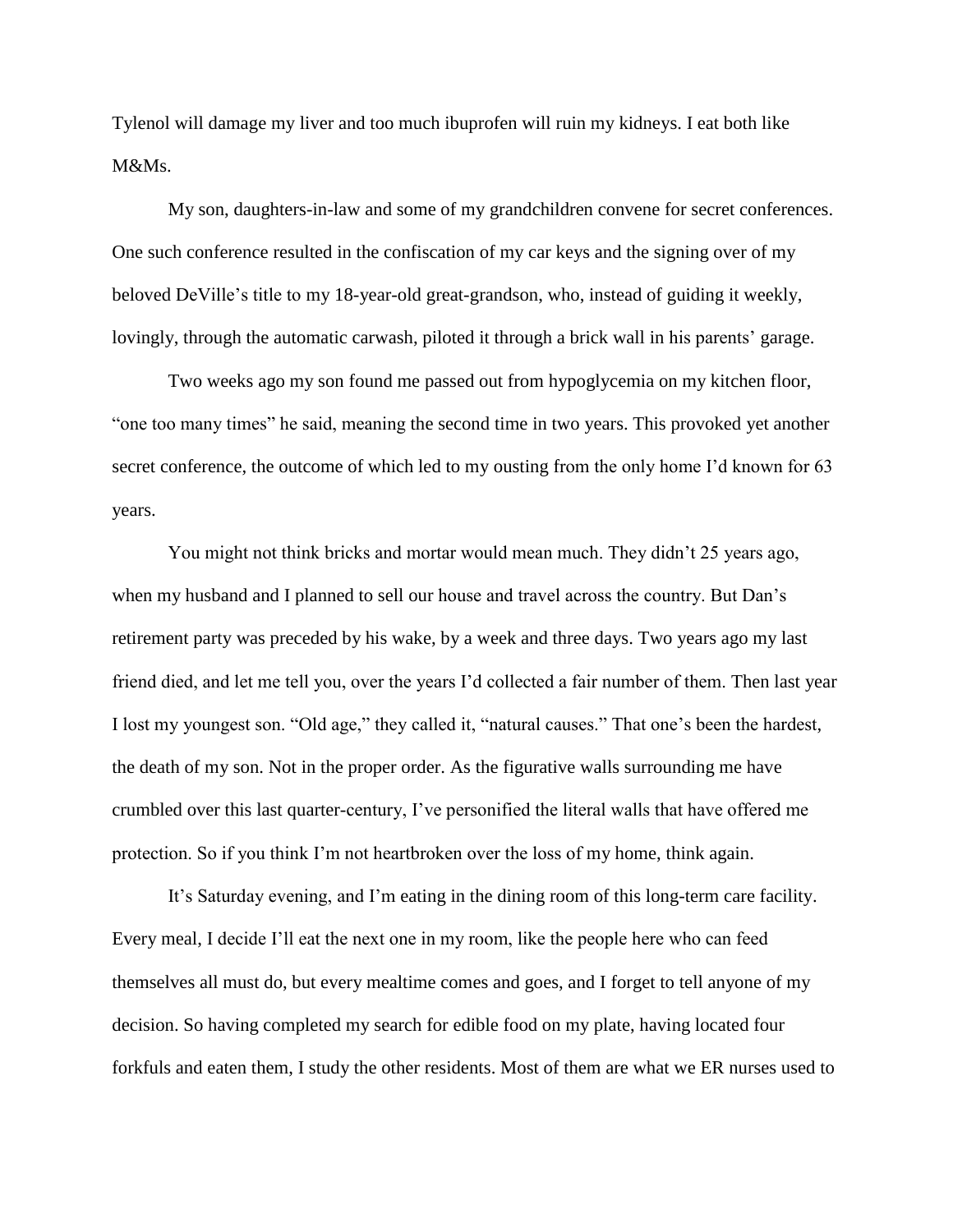Tylenol will damage my liver and too much ibuprofen will ruin my kidneys. I eat both like M&Ms.

My son, daughters-in-law and some of my grandchildren convene for secret conferences. One such conference resulted in the confiscation of my car keys and the signing over of my beloved DeVille's title to my 18-year-old great-grandson, who, instead of guiding it weekly, lovingly, through the automatic carwash, piloted it through a brick wall in his parents' garage.

Two weeks ago my son found me passed out from hypoglycemia on my kitchen floor, "one too many times" he said, meaning the second time in two years. This provoked yet another secret conference, the outcome of which led to my ousting from the only home I'd known for 63 years.

You might not think bricks and mortar would mean much. They didn't 25 years ago, when my husband and I planned to sell our house and travel across the country. But Dan's retirement party was preceded by his wake, by a week and three days. Two years ago my last friend died, and let me tell you, over the years I'd collected a fair number of them. Then last year I lost my youngest son. "Old age," they called it, "natural causes." That one's been the hardest, the death of my son. Not in the proper order. As the figurative walls surrounding me have crumbled over this last quarter-century, I've personified the literal walls that have offered me protection. So if you think I'm not heartbroken over the loss of my home, think again.

It's Saturday evening, and I'm eating in the dining room of this long-term care facility. Every meal, I decide I'll eat the next one in my room, like the people here who can feed themselves all must do, but every mealtime comes and goes, and I forget to tell anyone of my decision. So having completed my search for edible food on my plate, having located four forkfuls and eaten them, I study the other residents. Most of them are what we ER nurses used to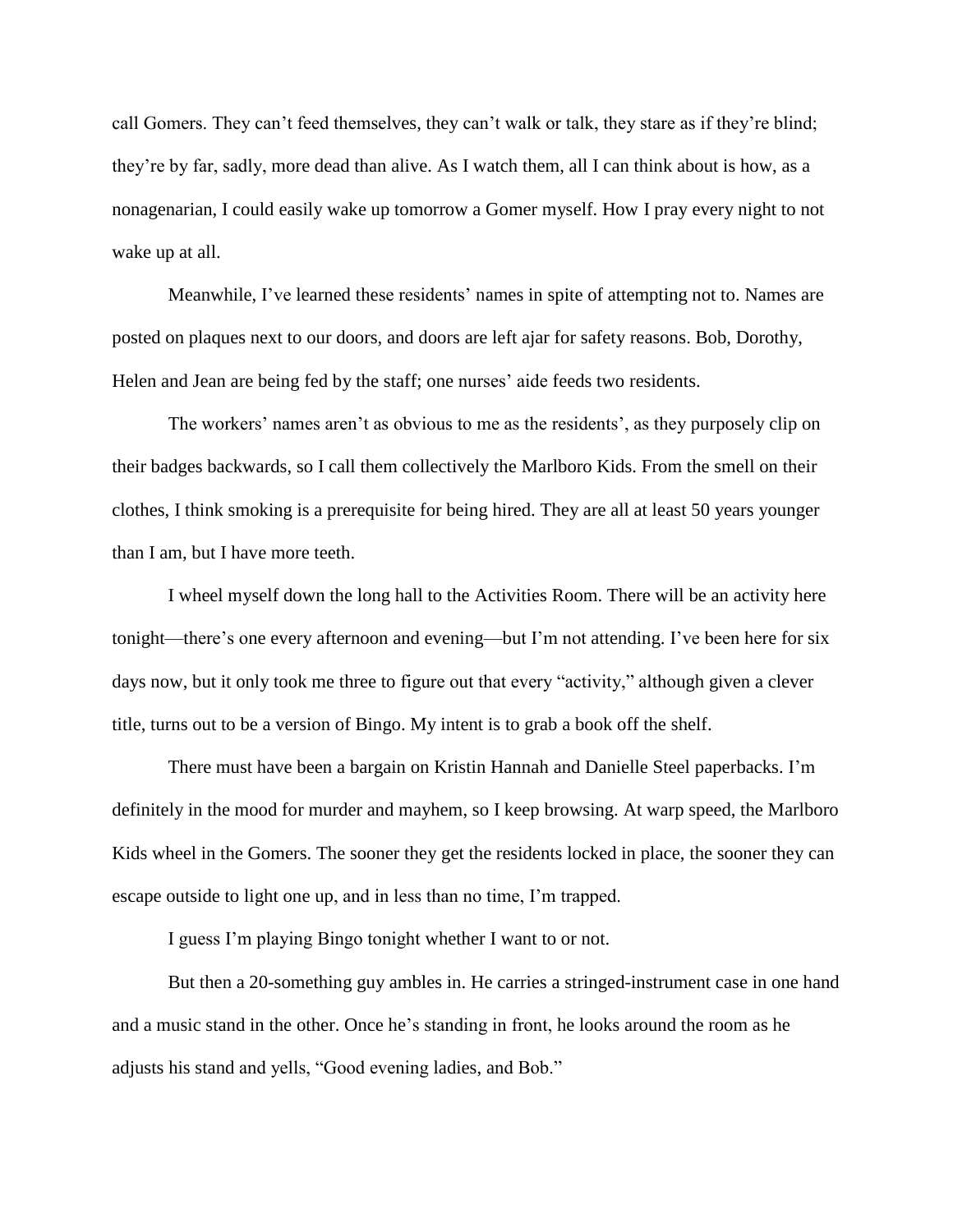call Gomers. They can't feed themselves, they can't walk or talk, they stare as if they're blind; they're by far, sadly, more dead than alive. As I watch them, all I can think about is how, as a nonagenarian, I could easily wake up tomorrow a Gomer myself. How I pray every night to not wake up at all.

Meanwhile, I've learned these residents' names in spite of attempting not to. Names are posted on plaques next to our doors, and doors are left ajar for safety reasons. Bob, Dorothy, Helen and Jean are being fed by the staff; one nurses' aide feeds two residents.

The workers' names aren't as obvious to me as the residents', as they purposely clip on their badges backwards, so I call them collectively the Marlboro Kids. From the smell on their clothes, I think smoking is a prerequisite for being hired. They are all at least 50 years younger than I am, but I have more teeth.

I wheel myself down the long hall to the Activities Room. There will be an activity here tonight—there's one every afternoon and evening—but I'm not attending. I've been here for six days now, but it only took me three to figure out that every "activity," although given a clever title, turns out to be a version of Bingo. My intent is to grab a book off the shelf.

There must have been a bargain on Kristin Hannah and Danielle Steel paperbacks. I'm definitely in the mood for murder and mayhem, so I keep browsing. At warp speed, the Marlboro Kids wheel in the Gomers. The sooner they get the residents locked in place, the sooner they can escape outside to light one up, and in less than no time, I'm trapped.

I guess I'm playing Bingo tonight whether I want to or not.

But then a 20-something guy ambles in. He carries a stringed-instrument case in one hand and a music stand in the other. Once he's standing in front, he looks around the room as he adjusts his stand and yells, "Good evening ladies, and Bob."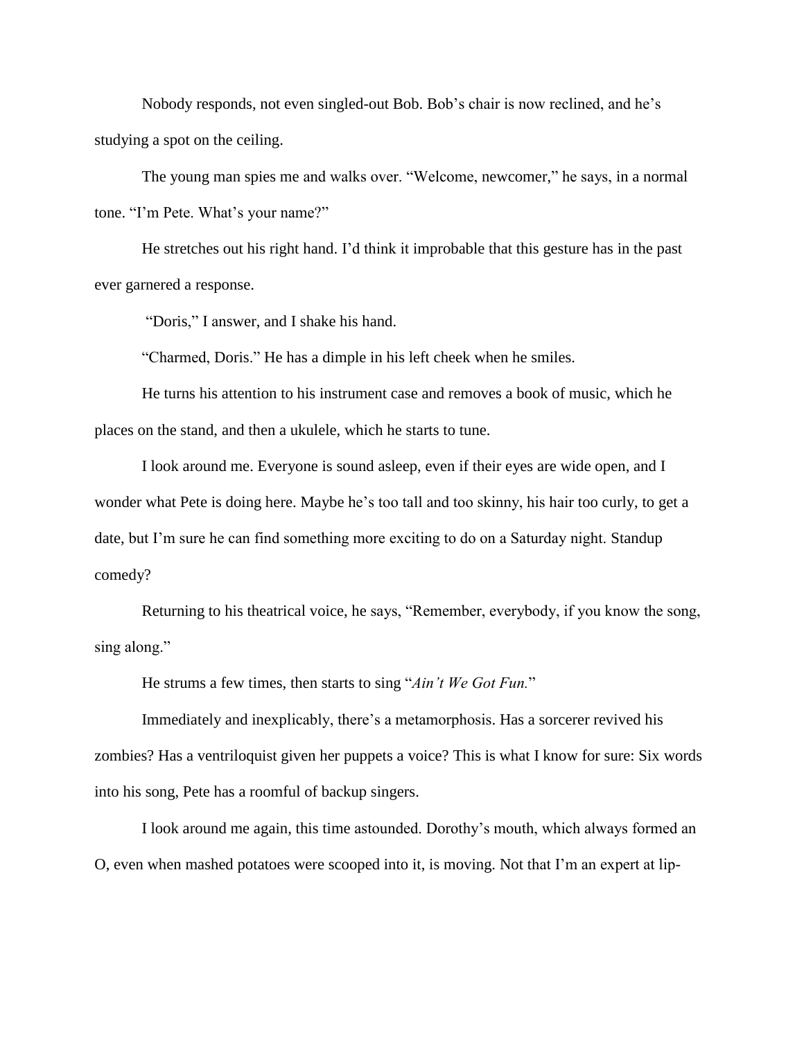Nobody responds, not even singled-out Bob. Bob's chair is now reclined, and he's studying a spot on the ceiling.

The young man spies me and walks over. "Welcome, newcomer," he says, in a normal tone. "I'm Pete. What's your name?"

He stretches out his right hand. I'd think it improbable that this gesture has in the past ever garnered a response.

"Doris," I answer, and I shake his hand.

"Charmed, Doris." He has a dimple in his left cheek when he smiles.

He turns his attention to his instrument case and removes a book of music, which he places on the stand, and then a ukulele, which he starts to tune.

I look around me. Everyone is sound asleep, even if their eyes are wide open, and I wonder what Pete is doing here. Maybe he's too tall and too skinny, his hair too curly, to get a date, but I'm sure he can find something more exciting to do on a Saturday night. Standup comedy?

Returning to his theatrical voice, he says, "Remember, everybody, if you know the song, sing along."

He strums a few times, then starts to sing "*Ain't We Got Fun.*"

Immediately and inexplicably, there's a metamorphosis. Has a sorcerer revived his zombies? Has a ventriloquist given her puppets a voice? This is what I know for sure: Six words into his song, Pete has a roomful of backup singers.

I look around me again, this time astounded. Dorothy's mouth, which always formed an O, even when mashed potatoes were scooped into it, is moving. Not that I'm an expert at lip-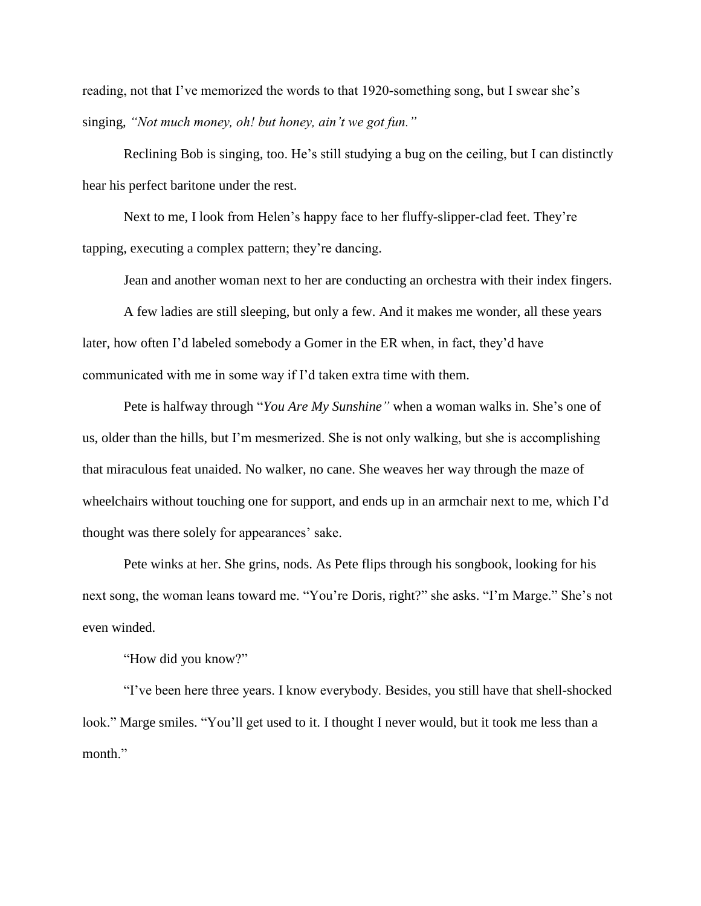reading, not that I've memorized the words to that 1920-something song, but I swear she's singing, *"Not much money, oh! but honey, ain't we got fun."*

Reclining Bob is singing, too. He's still studying a bug on the ceiling, but I can distinctly hear his perfect baritone under the rest.

Next to me, I look from Helen's happy face to her fluffy-slipper-clad feet. They're tapping, executing a complex pattern; they're dancing.

Jean and another woman next to her are conducting an orchestra with their index fingers.

A few ladies are still sleeping, but only a few. And it makes me wonder, all these years later, how often I'd labeled somebody a Gomer in the ER when, in fact, they'd have communicated with me in some way if I'd taken extra time with them.

Pete is halfway through "*You Are My Sunshine"* when a woman walks in. She's one of us, older than the hills, but I'm mesmerized. She is not only walking, but she is accomplishing that miraculous feat unaided. No walker, no cane. She weaves her way through the maze of wheelchairs without touching one for support, and ends up in an armchair next to me, which I'd thought was there solely for appearances' sake.

Pete winks at her. She grins, nods. As Pete flips through his songbook, looking for his next song, the woman leans toward me. "You're Doris, right?" she asks. "I'm Marge." She's not even winded.

"How did you know?"

"I've been here three years. I know everybody. Besides, you still have that shell-shocked look." Marge smiles. "You'll get used to it. I thought I never would, but it took me less than a month."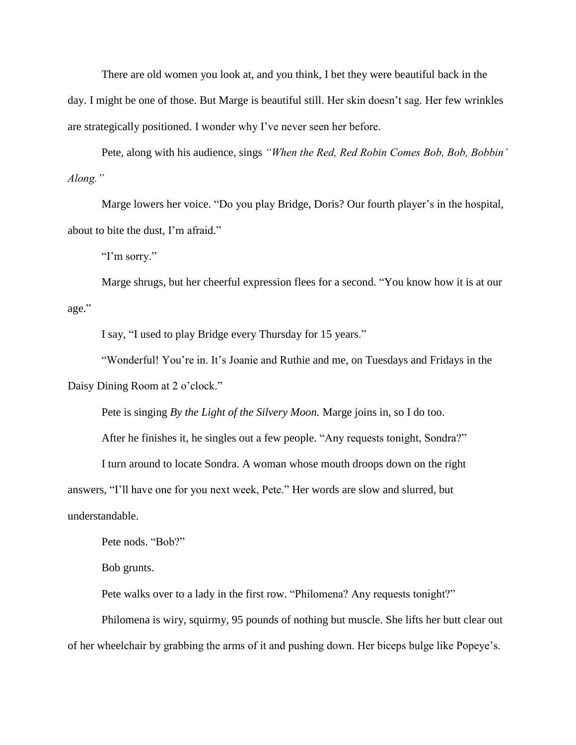There are old women you look at, and you think, I bet they were beautiful back in the day. I might be one of those. But Marge is beautiful still. Her skin doesn't sag. Her few wrinkles are strategically positioned. I wonder why I've never seen her before.

Pete, along with his audience, sings *"When the Red, Red Robin Comes Bob, Bob, Bobbin' Along."*

Marge lowers her voice. "Do you play Bridge, Doris? Our fourth player's in the hospital, about to bite the dust, I'm afraid."

"I'm sorry."

Marge shrugs, but her cheerful expression flees for a second. "You know how it is at our age."

I say, "I used to play Bridge every Thursday for 15 years."

"Wonderful! You're in. It's Joanie and Ruthie and me, on Tuesdays and Fridays in the Daisy Dining Room at 2 o'clock."

Pete is singing *By the Light of the Silvery Moon.* Marge joins in, so I do too.

After he finishes it, he singles out a few people. "Any requests tonight, Sondra?"

I turn around to locate Sondra. A woman whose mouth droops down on the right answers, "I'll have one for you next week, Pete." Her words are slow and slurred, but understandable.

Pete nods. "Bob?"

Bob grunts.

Pete walks over to a lady in the first row. "Philomena? Any requests tonight?"

Philomena is wiry, squirmy, 95 pounds of nothing but muscle. She lifts her butt clear out of her wheelchair by grabbing the arms of it and pushing down. Her biceps bulge like Popeye's.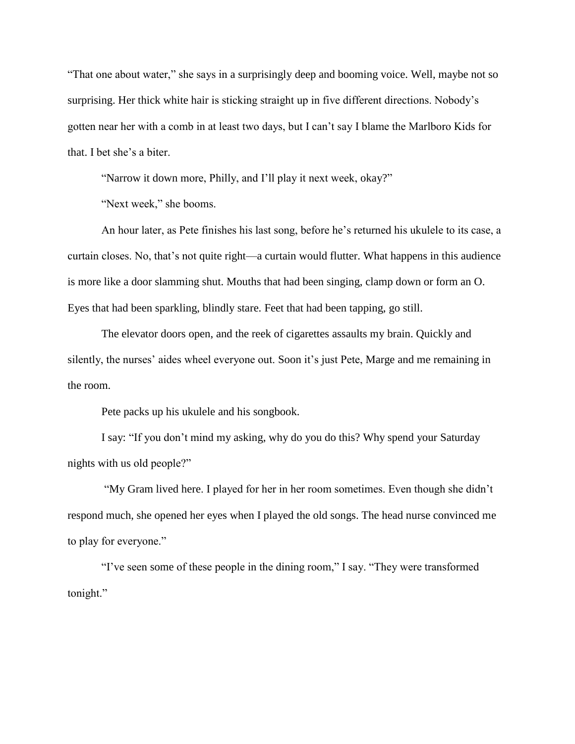"That one about water," she says in a surprisingly deep and booming voice. Well, maybe not so surprising. Her thick white hair is sticking straight up in five different directions. Nobody's gotten near her with a comb in at least two days, but I can't say I blame the Marlboro Kids for that. I bet she's a biter.

"Narrow it down more, Philly, and I'll play it next week, okay?"

"Next week," she booms.

An hour later, as Pete finishes his last song, before he's returned his ukulele to its case, a curtain closes. No, that's not quite right—a curtain would flutter. What happens in this audience is more like a door slamming shut. Mouths that had been singing, clamp down or form an O. Eyes that had been sparkling, blindly stare. Feet that had been tapping, go still.

The elevator doors open, and the reek of cigarettes assaults my brain. Quickly and silently, the nurses' aides wheel everyone out. Soon it's just Pete, Marge and me remaining in the room.

Pete packs up his ukulele and his songbook.

I say: "If you don't mind my asking, why do you do this? Why spend your Saturday nights with us old people?"

"My Gram lived here. I played for her in her room sometimes. Even though she didn't respond much, she opened her eyes when I played the old songs. The head nurse convinced me to play for everyone."

"I've seen some of these people in the dining room," I say. "They were transformed tonight."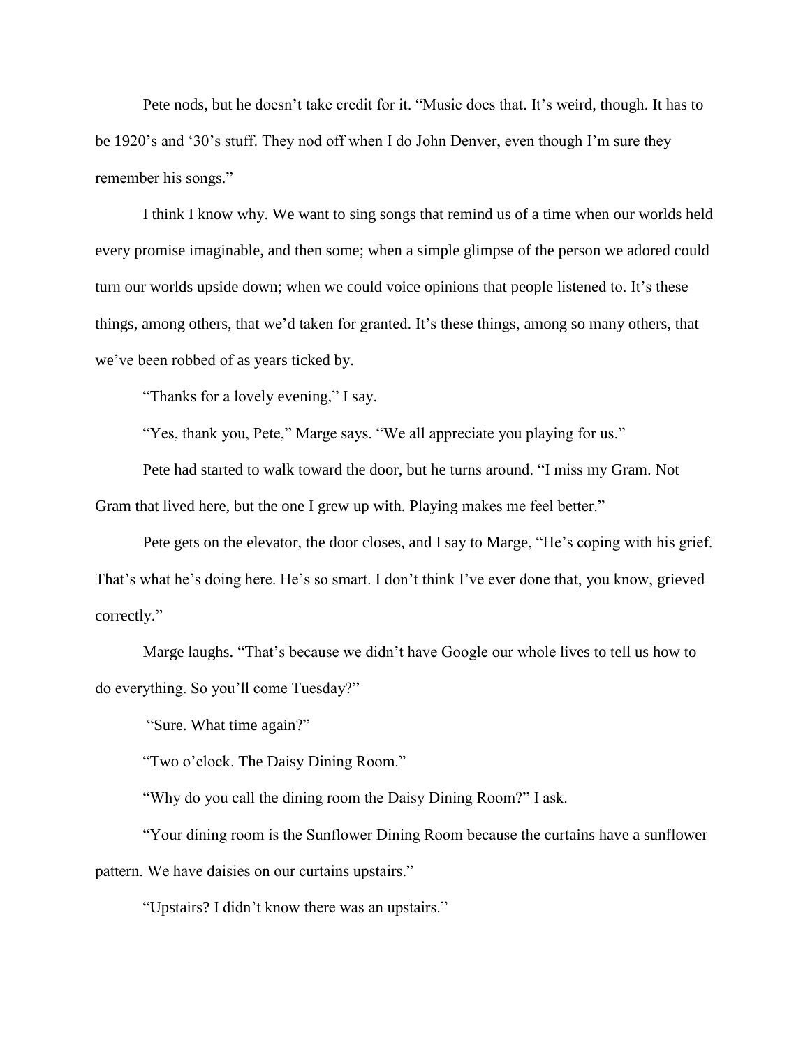Pete nods, but he doesn't take credit for it. "Music does that. It's weird, though. It has to be 1920's and '30's stuff. They nod off when I do John Denver, even though I'm sure they remember his songs."

I think I know why. We want to sing songs that remind us of a time when our worlds held every promise imaginable, and then some; when a simple glimpse of the person we adored could turn our worlds upside down; when we could voice opinions that people listened to. It's these things, among others, that we'd taken for granted. It's these things, among so many others, that we've been robbed of as years ticked by.

"Thanks for a lovely evening," I say.

"Yes, thank you, Pete," Marge says. "We all appreciate you playing for us."

Pete had started to walk toward the door, but he turns around. "I miss my Gram. Not Gram that lived here, but the one I grew up with. Playing makes me feel better."

Pete gets on the elevator, the door closes, and I say to Marge, "He's coping with his grief. That's what he's doing here. He's so smart. I don't think I've ever done that, you know, grieved correctly."

Marge laughs. "That's because we didn't have Google our whole lives to tell us how to do everything. So you'll come Tuesday?"

"Sure. What time again?"

"Two o'clock. The Daisy Dining Room."

"Why do you call the dining room the Daisy Dining Room?" I ask.

"Your dining room is the Sunflower Dining Room because the curtains have a sunflower pattern. We have daisies on our curtains upstairs."

"Upstairs? I didn't know there was an upstairs."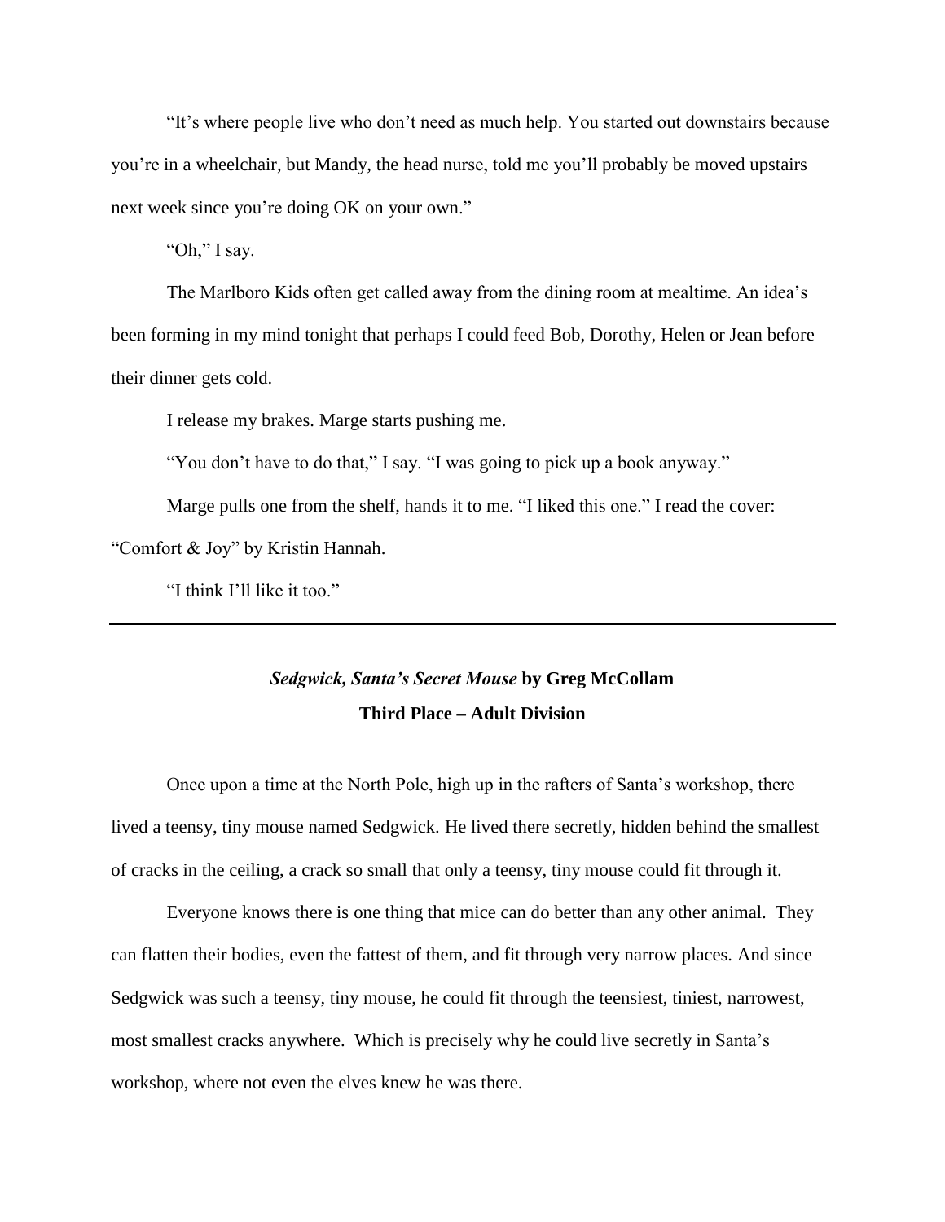"It's where people live who don't need as much help. You started out downstairs because you're in a wheelchair, but Mandy, the head nurse, told me you'll probably be moved upstairs next week since you're doing OK on your own."

"Oh," I say.

The Marlboro Kids often get called away from the dining room at mealtime. An idea's been forming in my mind tonight that perhaps I could feed Bob, Dorothy, Helen or Jean before their dinner gets cold.

I release my brakes. Marge starts pushing me.

"You don't have to do that," I say. "I was going to pick up a book anyway."

Marge pulls one from the shelf, hands it to me. "I liked this one." I read the cover: "Comfort & Joy" by Kristin Hannah.

"I think I'll like it too."

---

## *Sedgwick, Santa's Secret Mouse* by Greg McCollam

### Third Place – Adult Division

Once upon a time at the North Pole, high up in the rafters of Santa's workshop, there lived a teensy, tiny mouse named Sedgwick. He lived there secretly, hidden behind the smallest of cracks in the ceiling, a crack so small that only a teensy, tiny mouse could fit through it.

Everyone knows there is one thing that mice can do better than any other animal. They can flatten their bodies, even the fattest of them, and fit through very narrow places. And since Sedgwick was such a teensy, tiny mouse, he could fit through the teensiest, tiniest, narrowest, most smallest cracks anywhere. Which is precisely why he could live secretly in Santa's workshop, where not even the elves knew he was there.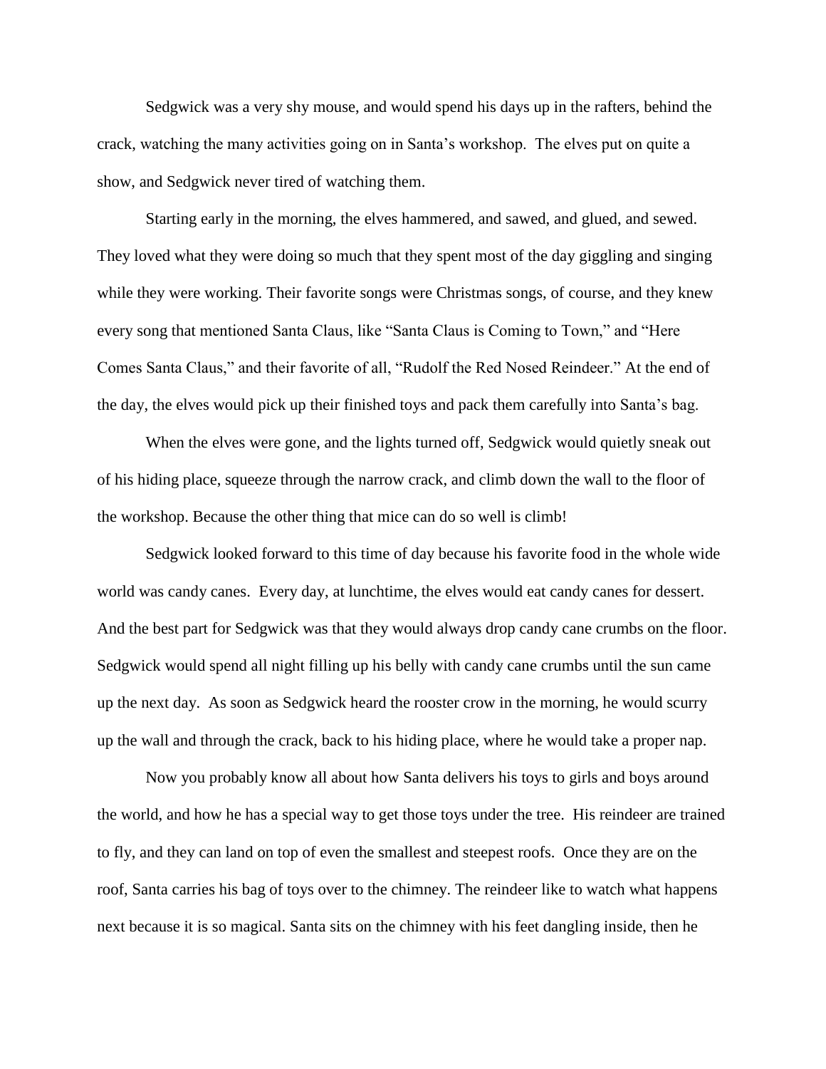Sedgwick was a very shy mouse, and would spend his days up in the rafters, behind the crack, watching the many activities going on in Santa's workshop. The elves put on quite a show, and Sedgwick never tired of watching them.

Starting early in the morning, the elves hammered, and sawed, and glued, and sewed. They loved what they were doing so much that they spent most of the day giggling and singing while they were working. Their favorite songs were Christmas songs, of course, and they knew every song that mentioned Santa Claus, like "Santa Claus is Coming to Town," and "Here Comes Santa Claus," and their favorite of all, "Rudolf the Red Nosed Reindeer." At the end of the day, the elves would pick up their finished toys and pack them carefully into Santa's bag.

When the elves were gone, and the lights turned off, Sedgwick would quietly sneak out of his hiding place, squeeze through the narrow crack, and climb down the wall to the floor of the workshop. Because the other thing that mice can do so well is climb!

Sedgwick looked forward to this time of day because his favorite food in the whole wide world was candy canes. Every day, at lunchtime, the elves would eat candy canes for dessert. And the best part for Sedgwick was that they would always drop candy cane crumbs on the floor. Sedgwick would spend all night filling up his belly with candy cane crumbs until the sun came up the next day. As soon as Sedgwick heard the rooster crow in the morning, he would scurry up the wall and through the crack, back to his hiding place, where he would take a proper nap.

Now you probably know all about how Santa delivers his toys to girls and boys around the world, and how he has a special way to get those toys under the tree. His reindeer are trained to fly, and they can land on top of even the smallest and steepest roofs. Once they are on the roof, Santa carries his bag of toys over to the chimney. The reindeer like to watch what happens next because it is so magical. Santa sits on the chimney with his feet dangling inside, then he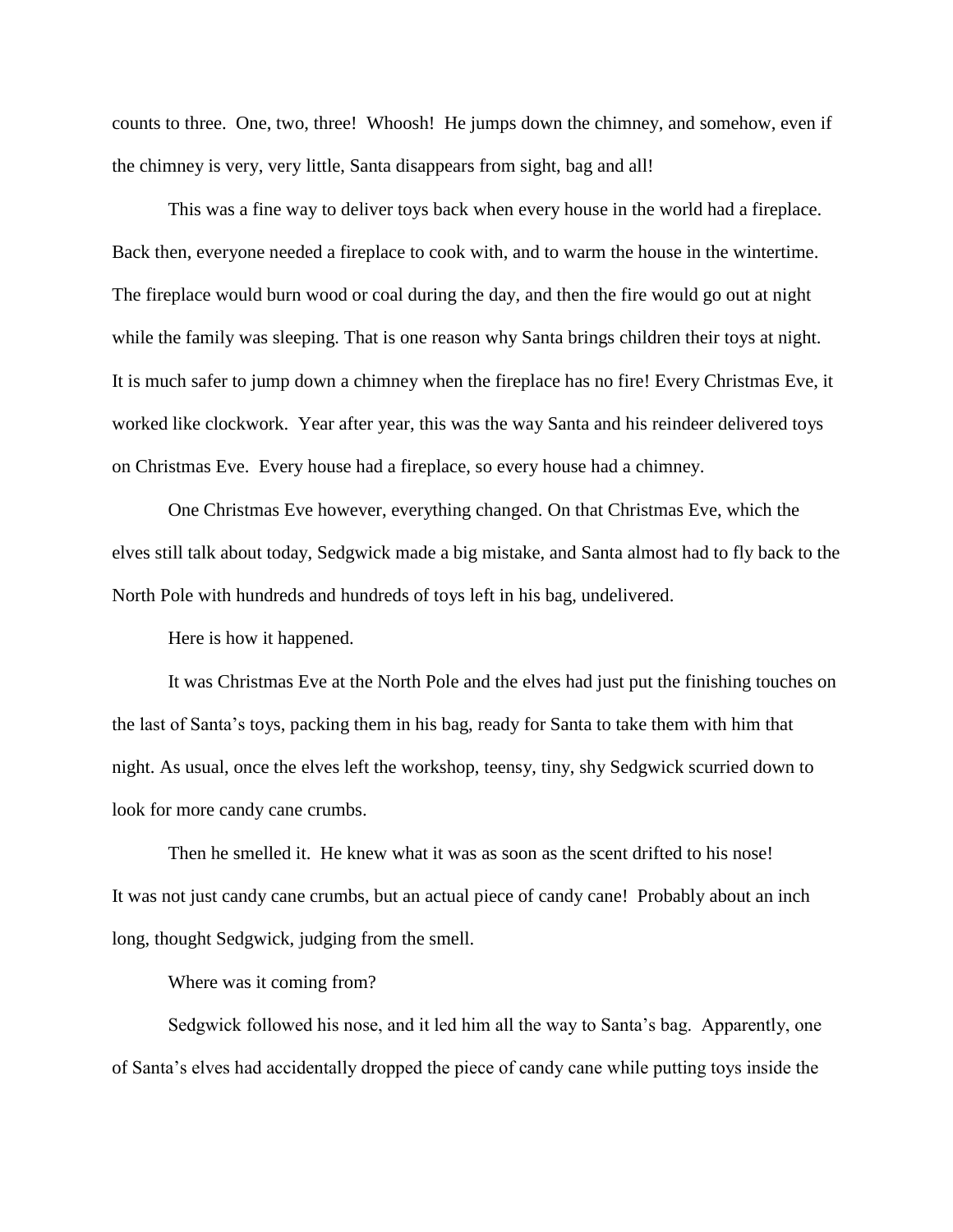counts to three. One, two, three! Whoosh! He jumps down the chimney, and somehow, even if the chimney is very, very little, Santa disappears from sight, bag and all!

This was a fine way to deliver toys back when every house in the world had a fireplace. Back then, everyone needed a fireplace to cook with, and to warm the house in the wintertime. The fireplace would burn wood or coal during the day, and then the fire would go out at night while the family was sleeping. That is one reason why Santa brings children their toys at night. It is much safer to jump down a chimney when the fireplace has no fire! Every Christmas Eve, it worked like clockwork. Year after year, this was the way Santa and his reindeer delivered toys on Christmas Eve. Every house had a fireplace, so every house had a chimney.

One Christmas Eve however, everything changed. On that Christmas Eve, which the elves still talk about today, Sedgwick made a big mistake, and Santa almost had to fly back to the North Pole with hundreds and hundreds of toys left in his bag, undelivered.

Here is how it happened.

It was Christmas Eve at the North Pole and the elves had just put the finishing touches on the last of Santa's toys, packing them in his bag, ready for Santa to take them with him that night. As usual, once the elves left the workshop, teensy, tiny, shy Sedgwick scurried down to look for more candy cane crumbs.

Then he smelled it. He knew what it was as soon as the scent drifted to his nose! It was not just candy cane crumbs, but an actual piece of candy cane! Probably about an inch long, thought Sedgwick, judging from the smell.

Where was it coming from?

Sedgwick followed his nose, and it led him all the way to Santa's bag. Apparently, one of Santa's elves had accidentally dropped the piece of candy cane while putting toys inside the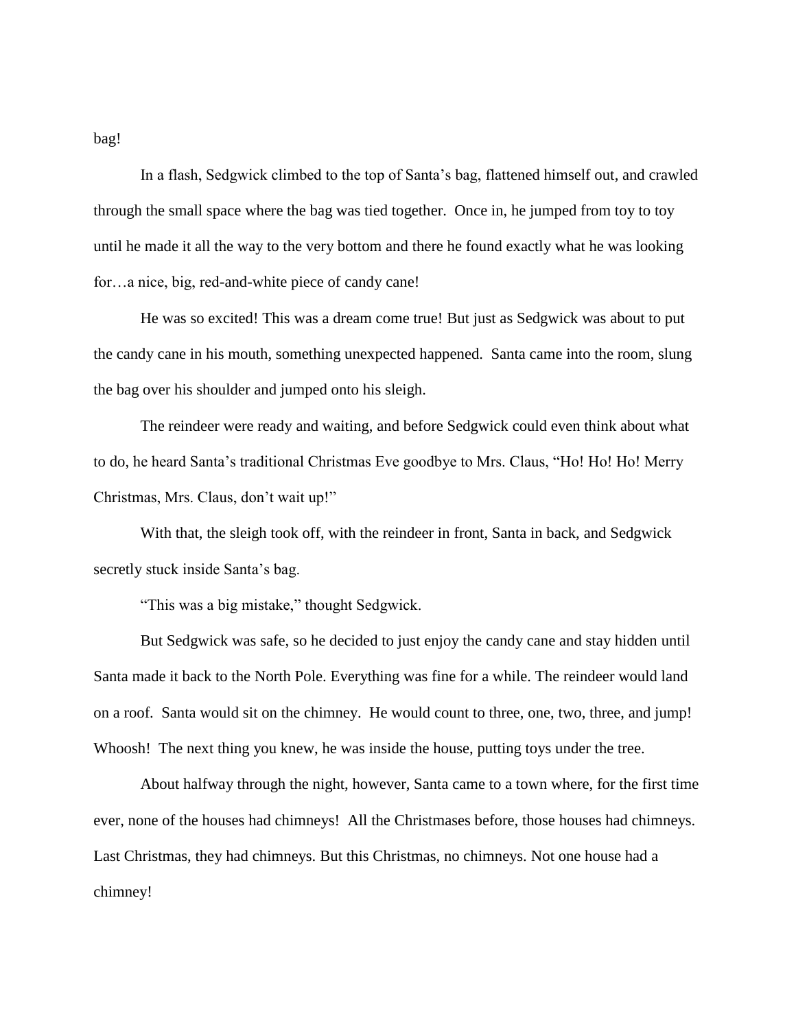bag!

In a flash, Sedgwick climbed to the top of Santa’s bag, flattened himself out, and crawled through the small space where the bag was tied together. Once in, he jumped from toy to toy until he made it all the way to the very bottom and there he found exactly what he was looking for…a nice, big, red-and-white piece of candy cane!

He was so excited! This was a dream come true! But just as Sedgwick was about to put the candy cane in his mouth, something unexpected happened. Santa came into the room, slung the bag over his shoulder and jumped onto his sleigh.

The reindeer were ready and waiting, and before Sedgwick could even think about what to do, he heard Santa’s traditional Christmas Eve goodbye to Mrs. Claus, “Ho! Ho! Ho! Merry Christmas, Mrs. Claus, don’t wait up!”

With that, the sleigh took off, with the reindeer in front, Santa in back, and Sedgwick secretly stuck inside Santa’s bag.

“This was a big mistake,” thought Sedgwick.

But Sedgwick was safe, so he decided to just enjoy the candy cane and stay hidden until Santa made it back to the North Pole. Everything was fine for a while. The reindeer would land on a roof. Santa would sit on the chimney. He would count to three, one, two, three, and jump! Whoosh! The next thing you knew, he was inside the house, putting toys under the tree.

About halfway through the night, however, Santa came to a town where, for the first time ever, none of the houses had chimneys! All the Christmases before, those houses had chimneys. Last Christmas, they had chimneys. But this Christmas, no chimneys. Not one house had a chimney!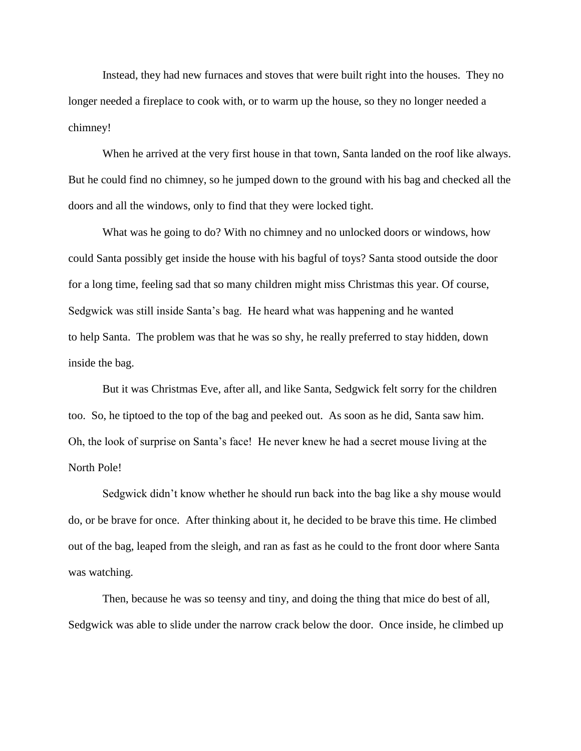Instead, they had new furnaces and stoves that were built right into the houses. They no longer needed a fireplace to cook with, or to warm up the house, so they no longer needed a chimney!

When he arrived at the very first house in that town, Santa landed on the roof like always. But he could find no chimney, so he jumped down to the ground with his bag and checked all the doors and all the windows, only to find that they were locked tight.

What was he going to do? With no chimney and no unlocked doors or windows, how could Santa possibly get inside the house with his bagful of toys? Santa stood outside the door for a long time, feeling sad that so many children might miss Christmas this year. Of course, Sedgwick was still inside Santa's bag. He heard what was happening and he wanted to help Santa. The problem was that he was so shy, he really preferred to stay hidden, down inside the bag.

But it was Christmas Eve, after all, and like Santa, Sedgwick felt sorry for the children too. So, he tiptoed to the top of the bag and peeked out. As soon as he did, Santa saw him. Oh, the look of surprise on Santa's face! He never knew he had a secret mouse living at the North Pole!

Sedgwick didn't know whether he should run back into the bag like a shy mouse would do, or be brave for once. After thinking about it, he decided to be brave this time. He climbed out of the bag, leaped from the sleigh, and ran as fast as he could to the front door where Santa was watching.

Then, because he was so teensy and tiny, and doing the thing that mice do best of all, Sedgwick was able to slide under the narrow crack below the door. Once inside, he climbed up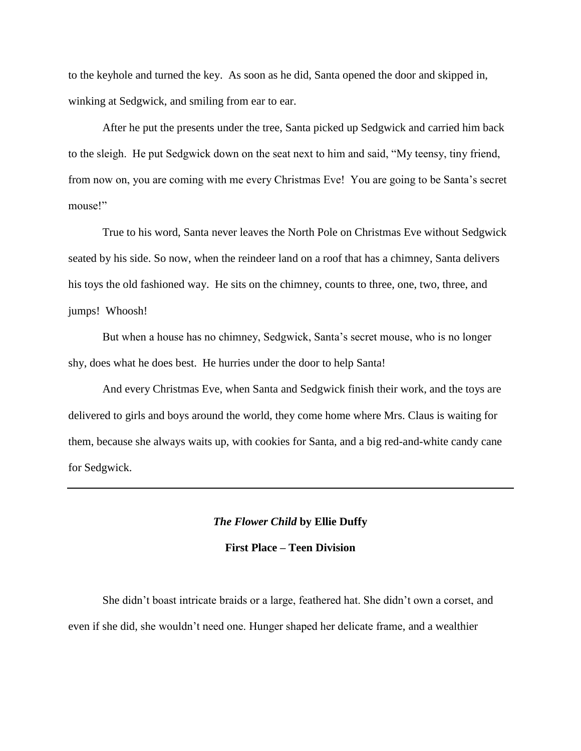to the keyhole and turned the key. As soon as he did, Santa opened the door and skipped in, winking at Sedgwick, and smiling from ear to ear.

After he put the presents under the tree, Santa picked up Sedgwick and carried him back to the sleigh. He put Sedgwick down on the seat next to him and said, "My teensy, tiny friend, from now on, you are coming with me every Christmas Eve! You are going to be Santa's secret mouse!"

True to his word, Santa never leaves the North Pole on Christmas Eve without Sedgwick seated by his side. So now, when the reindeer land on a roof that has a chimney, Santa delivers his toys the old fashioned way. He sits on the chimney, counts to three, one, two, three, and jumps! Whoosh!

But when a house has no chimney, Sedgwick, Santa's secret mouse, who is no longer shy, does what he does best. He hurries under the door to help Santa!

And every Christmas Eve, when Santa and Sedgwick finish their work, and the toys are delivered to girls and boys around the world, they come home where Mrs. Claus is waiting for them, because she always waits up, with cookies for Santa, and a big red-and-white candy cane for Sedgwick.

---

## ***The Flower Child* by Ellie Duffy**

### **First Place – Teen Division**

She didn't boast intricate braids or a large, feathered hat. She didn't own a corset, and even if she did, she wouldn't need one. Hunger shaped her delicate frame, and a wealthier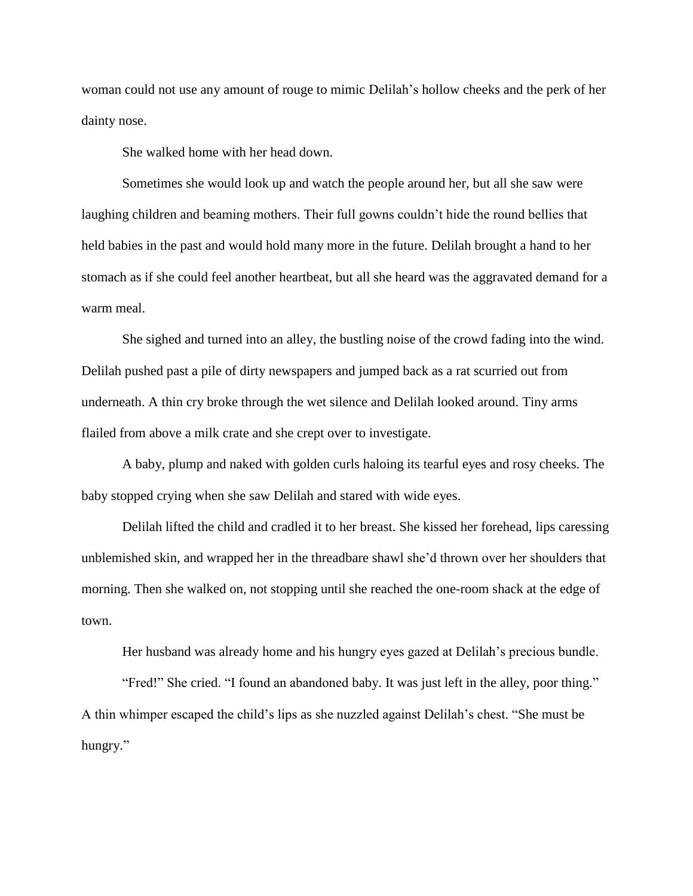woman could not use any amount of rouge to mimic Delilah's hollow cheeks and the perk of her dainty nose.

She walked home with her head down.

Sometimes she would look up and watch the people around her, but all she saw were laughing children and beaming mothers. Their full gowns couldn't hide the round bellies that held babies in the past and would hold many more in the future. Delilah brought a hand to her stomach as if she could feel another heartbeat, but all she heard was the aggravated demand for a warm meal.

She sighed and turned into an alley, the bustling noise of the crowd fading into the wind. Delilah pushed past a pile of dirty newspapers and jumped back as a rat scurried out from underneath. A thin cry broke through the wet silence and Delilah looked around. Tiny arms flailed from above a milk crate and she crept over to investigate.

A baby, plump and naked with golden curls haloing its tearful eyes and rosy cheeks. The baby stopped crying when she saw Delilah and stared with wide eyes.

Delilah lifted the child and cradled it to her breast. She kissed her forehead, lips caressing unblemished skin, and wrapped her in the threadbare shawl she'd thrown over her shoulders that morning. Then she walked on, not stopping until she reached the one-room shack at the edge of town.

Her husband was already home and his hungry eyes gazed at Delilah's precious bundle.

"Fred!" She cried. "I found an abandoned baby. It was just left in the alley, poor thing." A thin whimper escaped the child's lips as she nuzzled against Delilah's chest. "She must be hungry."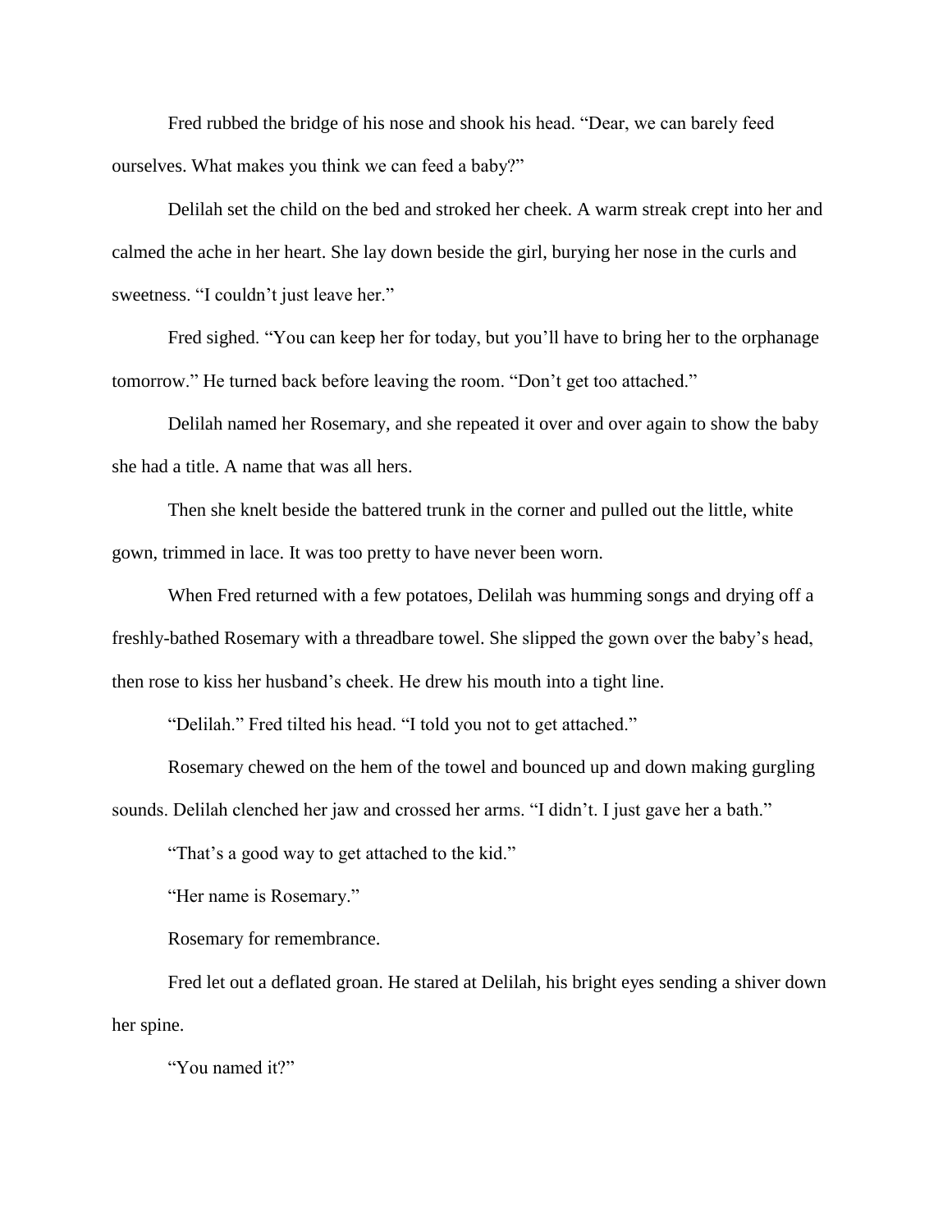Fred rubbed the bridge of his nose and shook his head. “Dear, we can barely feed ourselves. What makes you think we can feed a baby?”

Delilah set the child on the bed and stroked her cheek. A warm streak crept into her and calmed the ache in her heart. She lay down beside the girl, burying her nose in the curls and sweetness. “I couldn’t just leave her.”

Fred sighed. “You can keep her for today, but you’ll have to bring her to the orphanage tomorrow.” He turned back before leaving the room. “Don’t get too attached.”

Delilah named her Rosemary, and she repeated it over and over again to show the baby she had a title. A name that was all hers.

Then she knelt beside the battered trunk in the corner and pulled out the little, white gown, trimmed in lace. It was too pretty to have never been worn.

When Fred returned with a few potatoes, Delilah was humming songs and drying off a freshly-bathed Rosemary with a threadbare towel. She slipped the gown over the baby’s head, then rose to kiss her husband’s cheek. He drew his mouth into a tight line.

“Delilah.” Fred tilted his head. “I told you not to get attached.”

Rosemary chewed on the hem of the towel and bounced up and down making gurgling sounds. Delilah clenched her jaw and crossed her arms. “I didn’t. I just gave her a bath.”

“That’s a good way to get attached to the kid.”

“Her name is Rosemary.”

Rosemary for remembrance.

Fred let out a deflated groan. He stared at Delilah, his bright eyes sending a shiver down her spine.

“You named it?”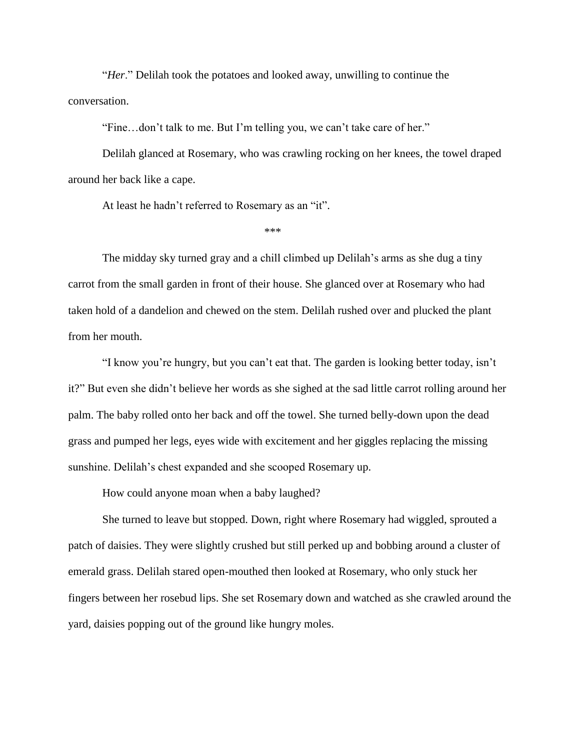"*Her*." Delilah took the potatoes and looked away, unwilling to continue the conversation.

"Fine…don't talk to me. But I'm telling you, we can't take care of her."

Delilah glanced at Rosemary, who was crawling rocking on her knees, the towel draped around her back like a cape.

At least he hadn't referred to Rosemary as an "it".

***

The midday sky turned gray and a chill climbed up Delilah's arms as she dug a tiny carrot from the small garden in front of their house. She glanced over at Rosemary who had taken hold of a dandelion and chewed on the stem. Delilah rushed over and plucked the plant from her mouth.

"I know you're hungry, but you can't eat that. The garden is looking better today, isn't it?" But even she didn't believe her words as she sighed at the sad little carrot rolling around her palm. The baby rolled onto her back and off the towel. She turned belly-down upon the dead grass and pumped her legs, eyes wide with excitement and her giggles replacing the missing sunshine. Delilah's chest expanded and she scooped Rosemary up.

How could anyone moan when a baby laughed?

She turned to leave but stopped. Down, right where Rosemary had wiggled, sprouted a patch of daisies. They were slightly crushed but still perked up and bobbing around a cluster of emerald grass. Delilah stared open-mouthed then looked at Rosemary, who only stuck her fingers between her rosebud lips. She set Rosemary down and watched as she crawled around the yard, daisies popping out of the ground like hungry moles.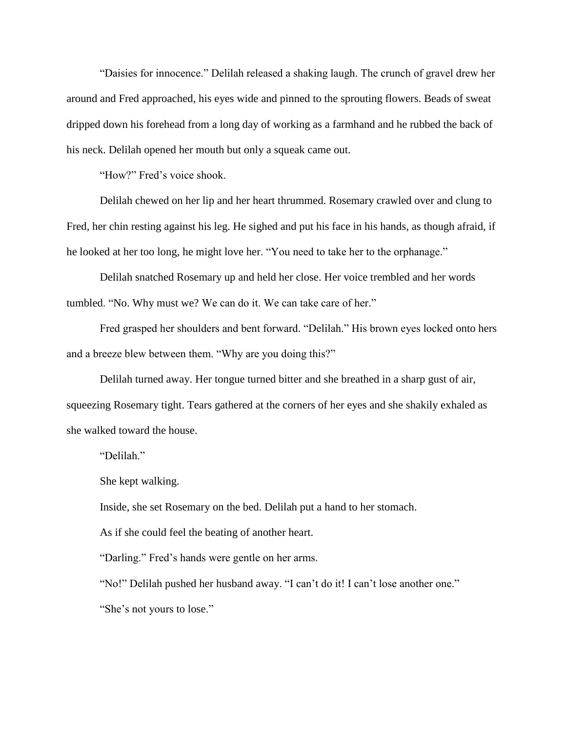"Daisies for innocence." Delilah released a shaking laugh. The crunch of gravel drew her around and Fred approached, his eyes wide and pinned to the sprouting flowers. Beads of sweat dripped down his forehead from a long day of working as a farmhand and he rubbed the back of his neck. Delilah opened her mouth but only a squeak came out.

"How?" Fred's voice shook.

Delilah chewed on her lip and her heart thrummed. Rosemary crawled over and clung to Fred, her chin resting against his leg. He sighed and put his face in his hands, as though afraid, if he looked at her too long, he might love her. "You need to take her to the orphanage."

Delilah snatched Rosemary up and held her close. Her voice trembled and her words tumbled. "No. Why must we? We can do it. We can take care of her."

Fred grasped her shoulders and bent forward. "Delilah." His brown eyes locked onto hers and a breeze blew between them. "Why are you doing this?"

Delilah turned away. Her tongue turned bitter and she breathed in a sharp gust of air, squeezing Rosemary tight. Tears gathered at the corners of her eyes and she shakily exhaled as she walked toward the house.

"Delilah."

She kept walking.

Inside, she set Rosemary on the bed. Delilah put a hand to her stomach.

As if she could feel the beating of another heart.

"Darling." Fred's hands were gentle on her arms.

"No!" Delilah pushed her husband away. "I can't do it! I can't lose another one."

"She's not yours to lose."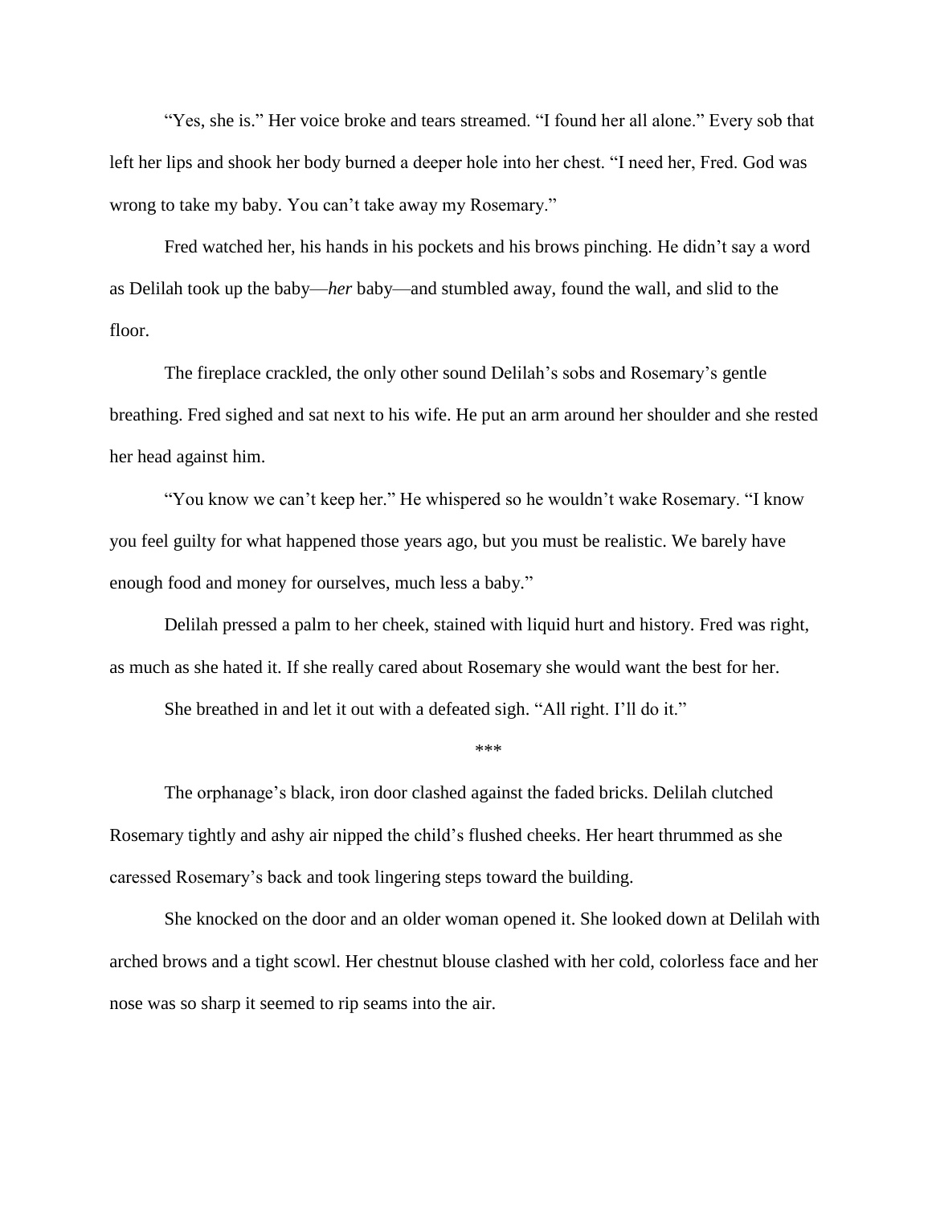"Yes, she is." Her voice broke and tears streamed. "I found her all alone." Every sob that left her lips and shook her body burned a deeper hole into her chest. "I need her, Fred. God was wrong to take my baby. You can't take away my Rosemary."

Fred watched her, his hands in his pockets and his brows pinching. He didn't say a word as Delilah took up the baby—*her* baby—and stumbled away, found the wall, and slid to the floor.

The fireplace crackled, the only other sound Delilah's sobs and Rosemary's gentle breathing. Fred sighed and sat next to his wife. He put an arm around her shoulder and she rested her head against him.

"You know we can't keep her." He whispered so he wouldn't wake Rosemary. "I know you feel guilty for what happened those years ago, but you must be realistic. We barely have enough food and money for ourselves, much less a baby."

Delilah pressed a palm to her cheek, stained with liquid hurt and history. Fred was right, as much as she hated it. If she really cared about Rosemary she would want the best for her.

She breathed in and let it out with a defeated sigh. "All right. I'll do it."

***

The orphanage's black, iron door clashed against the faded bricks. Delilah clutched Rosemary tightly and ashy air nipped the child's flushed cheeks. Her heart thrummed as she caressed Rosemary's back and took lingering steps toward the building.

She knocked on the door and an older woman opened it. She looked down at Delilah with arched brows and a tight scowl. Her chestnut blouse clashed with her cold, colorless face and her nose was so sharp it seemed to rip seams into the air.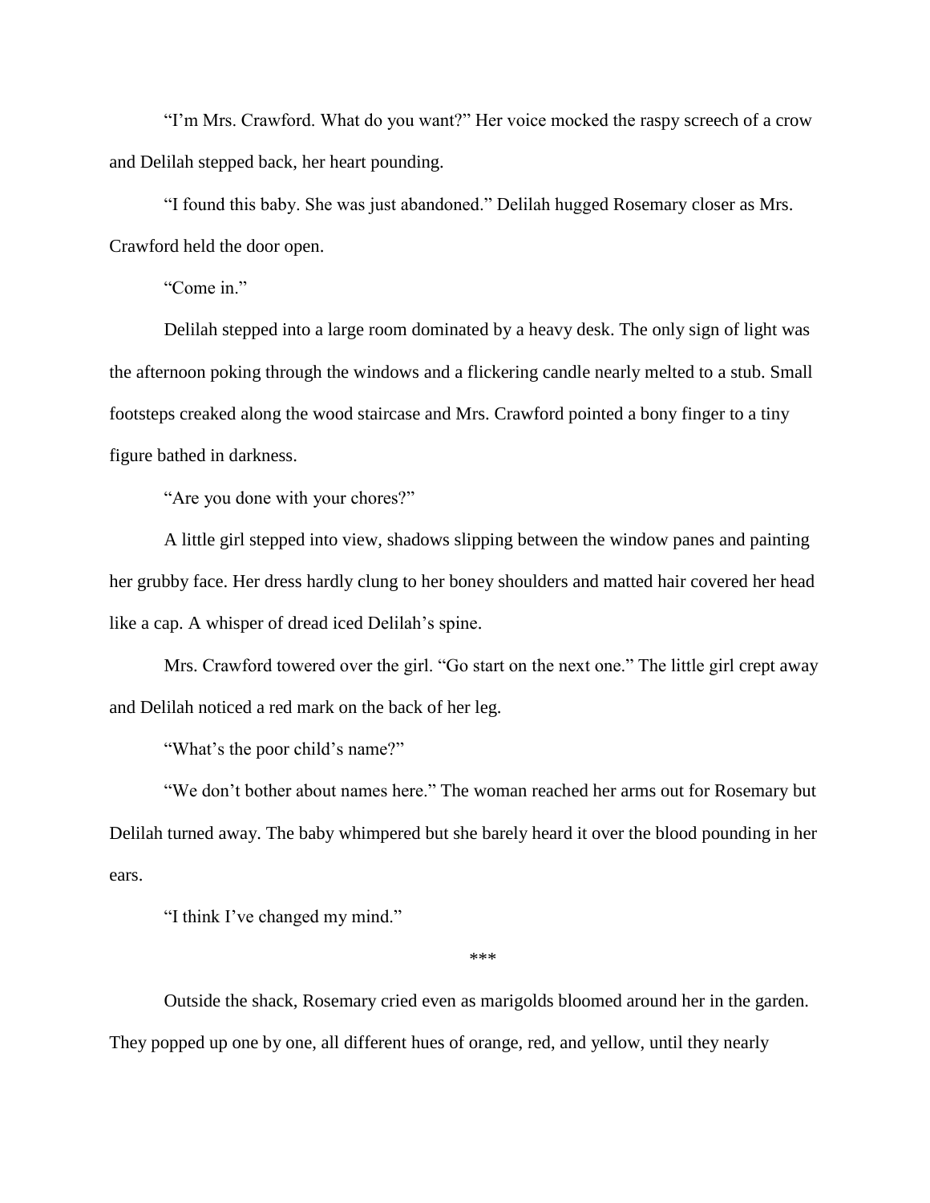"I'm Mrs. Crawford. What do you want?" Her voice mocked the raspy screech of a crow and Delilah stepped back, her heart pounding.

"I found this baby. She was just abandoned." Delilah hugged Rosemary closer as Mrs. Crawford held the door open.

"Come in."

Delilah stepped into a large room dominated by a heavy desk. The only sign of light was the afternoon poking through the windows and a flickering candle nearly melted to a stub. Small footsteps creaked along the wood staircase and Mrs. Crawford pointed a bony finger to a tiny figure bathed in darkness.

"Are you done with your chores?"

A little girl stepped into view, shadows slipping between the window panes and painting her grubby face. Her dress hardly clung to her boney shoulders and matted hair covered her head like a cap. A whisper of dread iced Delilah's spine.

Mrs. Crawford towered over the girl. "Go start on the next one." The little girl crept away and Delilah noticed a red mark on the back of her leg.

"What's the poor child's name?"

"We don't bother about names here." The woman reached her arms out for Rosemary but Delilah turned away. The baby whimpered but she barely heard it over the blood pounding in her ears.

"I think I've changed my mind."

***

Outside the shack, Rosemary cried even as marigolds bloomed around her in the garden. They popped up one by one, all different hues of orange, red, and yellow, until they nearly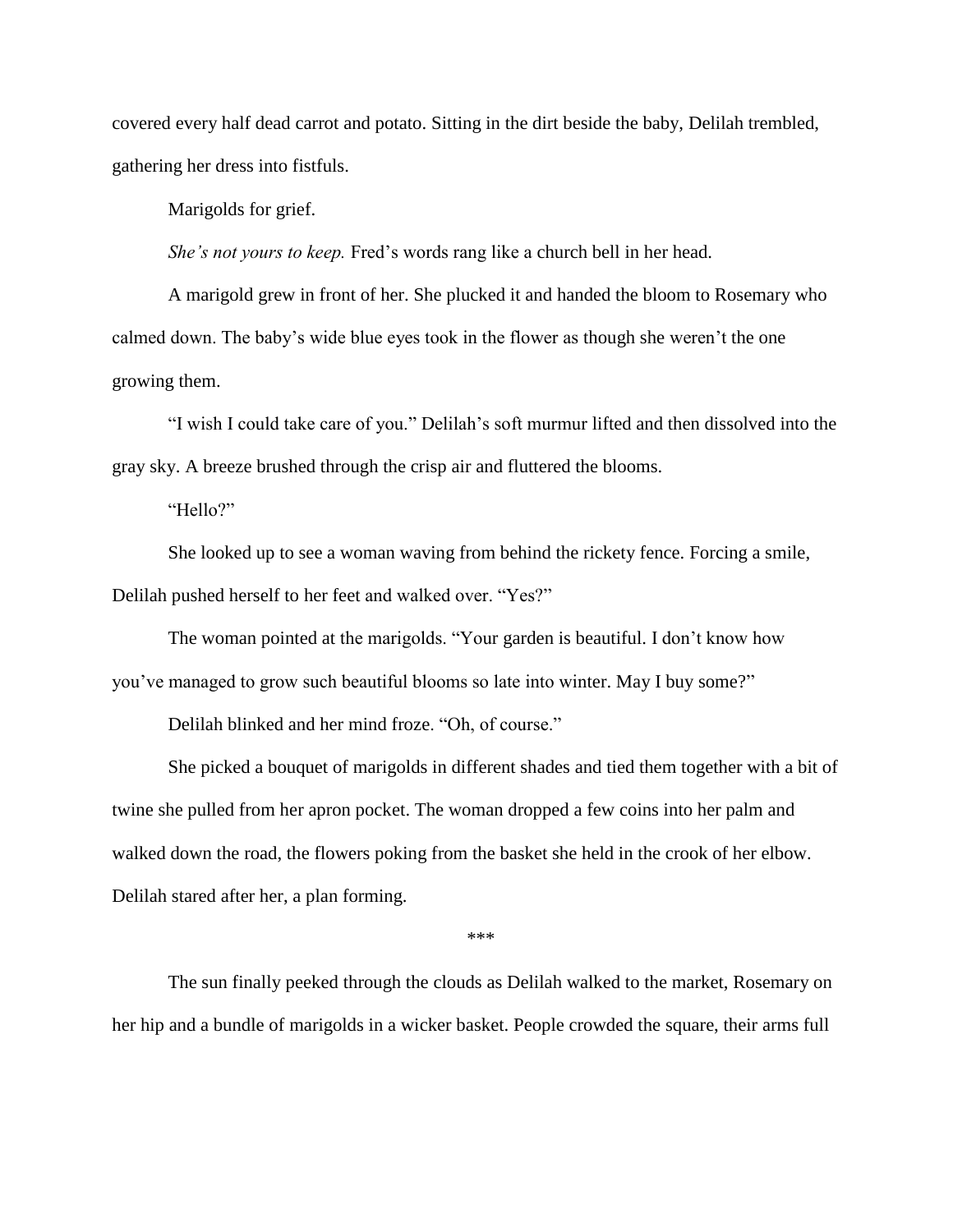covered every half dead carrot and potato. Sitting in the dirt beside the baby, Delilah trembled, gathering her dress into fistfuls.

Marigolds for grief.

*She's not yours to keep.* Fred's words rang like a church bell in her head.

A marigold grew in front of her. She plucked it and handed the bloom to Rosemary who calmed down. The baby's wide blue eyes took in the flower as though she weren't the one growing them.

"I wish I could take care of you." Delilah's soft murmur lifted and then dissolved into the gray sky. A breeze brushed through the crisp air and fluttered the blooms.

"Hello?"

She looked up to see a woman waving from behind the rickety fence. Forcing a smile, Delilah pushed herself to her feet and walked over. "Yes?"

The woman pointed at the marigolds. "Your garden is beautiful. I don't know how you've managed to grow such beautiful blooms so late into winter. May I buy some?"

Delilah blinked and her mind froze. "Oh, of course."

She picked a bouquet of marigolds in different shades and tied them together with a bit of twine she pulled from her apron pocket. The woman dropped a few coins into her palm and walked down the road, the flowers poking from the basket she held in the crook of her elbow. Delilah stared after her, a plan forming.

***

The sun finally peeked through the clouds as Delilah walked to the market, Rosemary on her hip and a bundle of marigolds in a wicker basket. People crowded the square, their arms full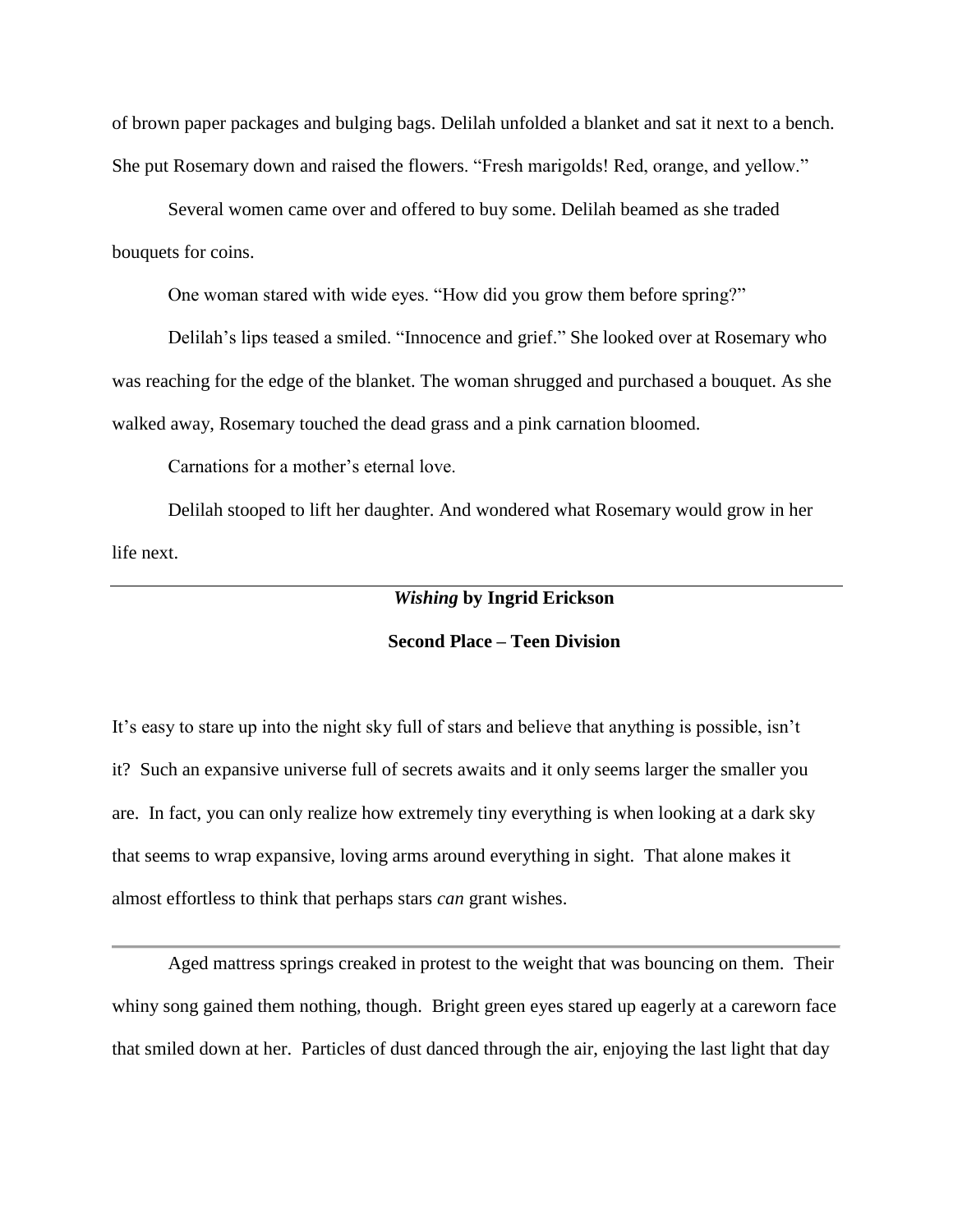of brown paper packages and bulging bags. Delilah unfolded a blanket and sat it next to a bench. She put Rosemary down and raised the flowers. "Fresh marigolds! Red, orange, and yellow."

Several women came over and offered to buy some. Delilah beamed as she traded bouquets for coins.

One woman stared with wide eyes. "How did you grow them before spring?"

Delilah's lips teased a smiled. "Innocence and grief." She looked over at Rosemary who was reaching for the edge of the blanket. The woman shrugged and purchased a bouquet. As she walked away, Rosemary touched the dead grass and a pink carnation bloomed.

Carnations for a mother's eternal love.

Delilah stooped to lift her daughter. And wondered what Rosemary would grow in her life next.

---

## *Wishing* by Ingrid Erickson

### Second Place – Teen Division

It's easy to stare up into the night sky full of stars and believe that anything is possible, isn't it? Such an expansive universe full of secrets awaits and it only seems larger the smaller you are. In fact, you can only realize how extremely tiny everything is when looking at a dark sky that seems to wrap expansive, loving arms around everything in sight. That alone makes it almost effortless to think that perhaps stars *can* grant wishes.

---

Aged mattress springs creaked in protest to the weight that was bouncing on them. Their whiny song gained them nothing, though. Bright green eyes stared up eagerly at a careworn face that smiled down at her. Particles of dust danced through the air, enjoying the last light that day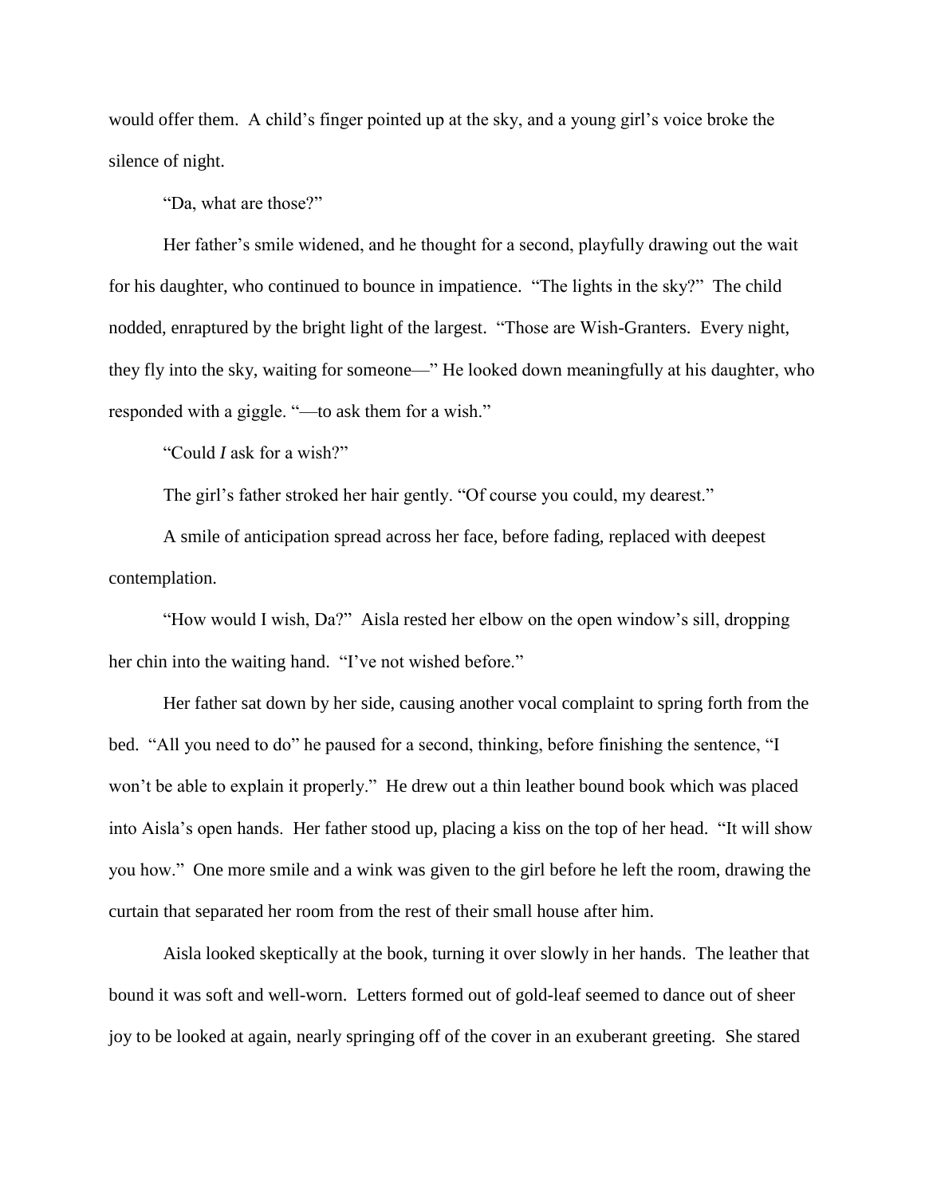would offer them. A child's finger pointed up at the sky, and a young girl's voice broke the silence of night.

"Da, what are those?"

Her father's smile widened, and he thought for a second, playfully drawing out the wait for his daughter, who continued to bounce in impatience. "The lights in the sky?" The child nodded, enraptured by the bright light of the largest. "Those are Wish-Granters. Every night, they fly into the sky, waiting for someone—" He looked down meaningfully at his daughter, who responded with a giggle. "—to ask them for a wish."

"Could *I* ask for a wish?"

The girl's father stroked her hair gently. "Of course you could, my dearest."

A smile of anticipation spread across her face, before fading, replaced with deepest contemplation.

"How would I wish, Da?" Aisla rested her elbow on the open window's sill, dropping her chin into the waiting hand. "I've not wished before."

Her father sat down by her side, causing another vocal complaint to spring forth from the bed. "All you need to do" he paused for a second, thinking, before finishing the sentence, "I won't be able to explain it properly." He drew out a thin leather bound book which was placed into Aisla's open hands. Her father stood up, placing a kiss on the top of her head. "It will show you how." One more smile and a wink was given to the girl before he left the room, drawing the curtain that separated her room from the rest of their small house after him.

Aisla looked skeptically at the book, turning it over slowly in her hands. The leather that bound it was soft and well-worn. Letters formed out of gold-leaf seemed to dance out of sheer joy to be looked at again, nearly springing off of the cover in an exuberant greeting. She stared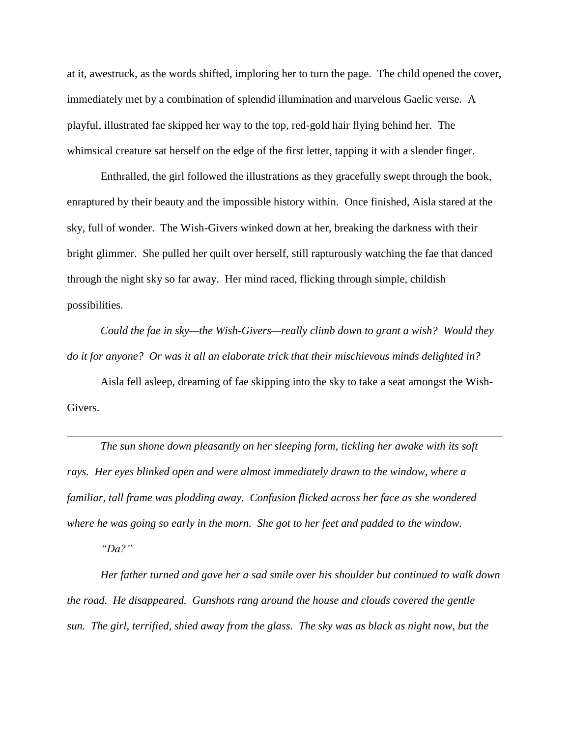at it, awestruck, as the words shifted, imploring her to turn the page. The child opened the cover, immediately met by a combination of splendid illumination and marvelous Gaelic verse. A playful, illustrated fae skipped her way to the top, red-gold hair flying behind her. The whimsical creature sat herself on the edge of the first letter, tapping it with a slender finger.

Enthralled, the girl followed the illustrations as they gracefully swept through the book, enraptured by their beauty and the impossible history within. Once finished, Aisla stared at the sky, full of wonder. The Wish-Givers winked down at her, breaking the darkness with their bright glimmer. She pulled her quilt over herself, still rapturously watching the fae that danced through the night sky so far away. Her mind raced, flicking through simple, childish possibilities.

*Could the fae in sky—the Wish-Givers—really climb down to grant a wish? Would they do it for anyone? Or was it all an elaborate trick that their mischievous minds delighted in?*

Aisla fell asleep, dreaming of fae skipping into the sky to take a seat amongst the Wish-Givers.

---

*The sun shone down pleasantly on her sleeping form, tickling her awake with its soft rays. Her eyes blinked open and were almost immediately drawn to the window, where a familiar, tall frame was plodding away. Confusion flicked across her face as she wondered where he was going so early in the morn. She got to her feet and padded to the window.*

*"Da?"*

*Her father turned and gave her a sad smile over his shoulder but continued to walk down the road. He disappeared. Gunshots rang around the house and clouds covered the gentle sun. The girl, terrified, shied away from the glass. The sky was as black as night now, but the*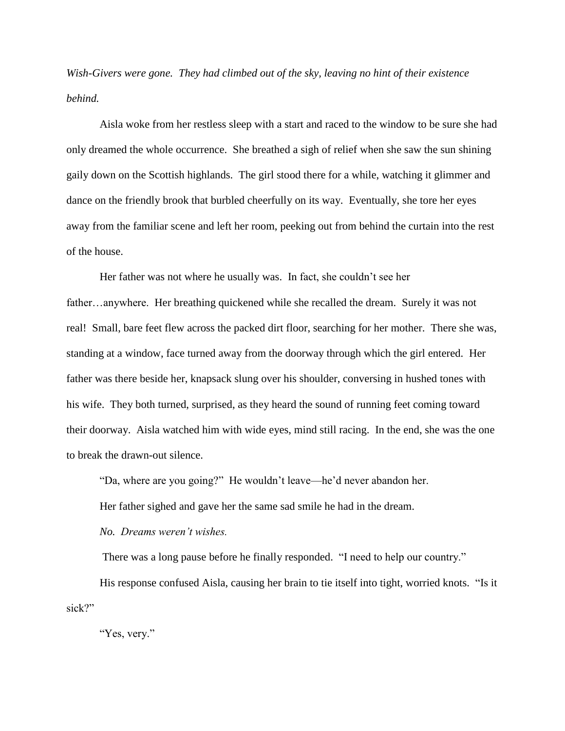*Wish-Givers were gone. They had climbed out of the sky, leaving no hint of their existence behind.*

Aisla woke from her restless sleep with a start and raced to the window to be sure she had only dreamed the whole occurrence. She breathed a sigh of relief when she saw the sun shining gaily down on the Scottish highlands. The girl stood there for a while, watching it glimmer and dance on the friendly brook that burbled cheerfully on its way. Eventually, she tore her eyes away from the familiar scene and left her room, peeking out from behind the curtain into the rest of the house.

Her father was not where he usually was. In fact, she couldn't see her father…anywhere. Her breathing quickened while she recalled the dream. Surely it was not real! Small, bare feet flew across the packed dirt floor, searching for her mother. There she was, standing at a window, face turned away from the doorway through which the girl entered. Her father was there beside her, knapsack slung over his shoulder, conversing in hushed tones with his wife. They both turned, surprised, as they heard the sound of running feet coming toward their doorway. Aisla watched him with wide eyes, mind still racing. In the end, she was the one to break the drawn-out silence.

"Da, where are you going?" He wouldn't leave—he'd never abandon her.

Her father sighed and gave her the same sad smile he had in the dream.

*No. Dreams weren't wishes.*

There was a long pause before he finally responded. "I need to help our country."

His response confused Aisla, causing her brain to tie itself into tight, worried knots. "Is it sick?"

"Yes, very."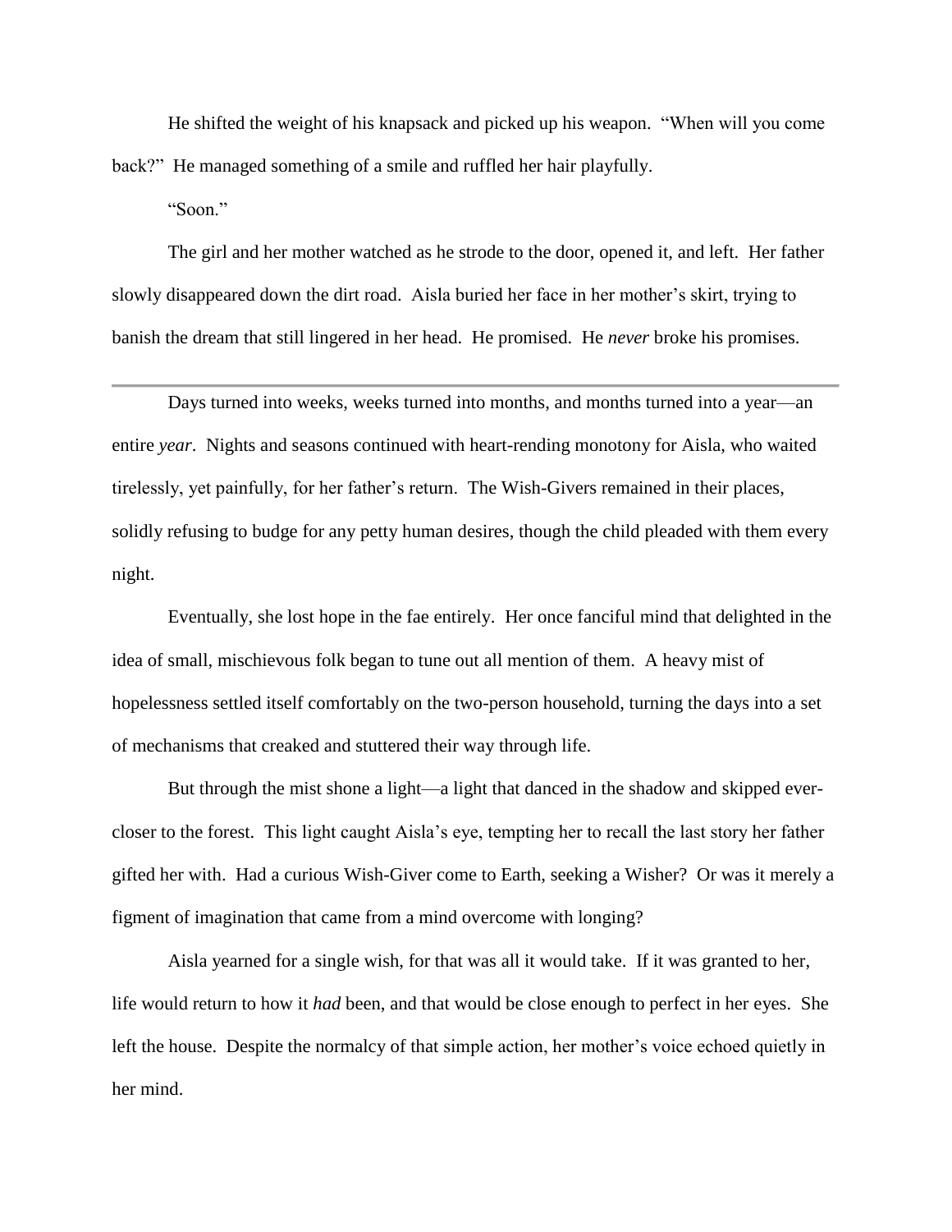He shifted the weight of his knapsack and picked up his weapon. “When will you come back?” He managed something of a smile and ruffled her hair playfully.

“Soon.”

The girl and her mother watched as he strode to the door, opened it, and left. Her father slowly disappeared down the dirt road. Aisla buried her face in her mother’s skirt, trying to banish the dream that still lingered in her head. He promised. He *never* broke his promises.

---

Days turned into weeks, weeks turned into months, and months turned into a year—an entire *year*. Nights and seasons continued with heart-rending monotony for Aisla, who waited tirelessly, yet painfully, for her father’s return. The Wish-Givers remained in their places, solidly refusing to budge for any petty human desires, though the child pleaded with them every night.

Eventually, she lost hope in the fae entirely. Her once fanciful mind that delighted in the idea of small, mischievous folk began to tune out all mention of them. A heavy mist of hopelessness settled itself comfortably on the two-person household, turning the days into a set of mechanisms that creaked and stuttered their way through life.

But through the mist shone a light—a light that danced in the shadow and skipped ever-closer to the forest. This light caught Aisla’s eye, tempting her to recall the last story her father gifted her with. Had a curious Wish-Giver come to Earth, seeking a Wisher? Or was it merely a figment of imagination that came from a mind overcome with longing?

Aisla yearned for a single wish, for that was all it would take. If it was granted to her, life would return to how it *had* been, and that would be close enough to perfect in her eyes. She left the house. Despite the normalcy of that simple action, her mother’s voice echoed quietly in her mind.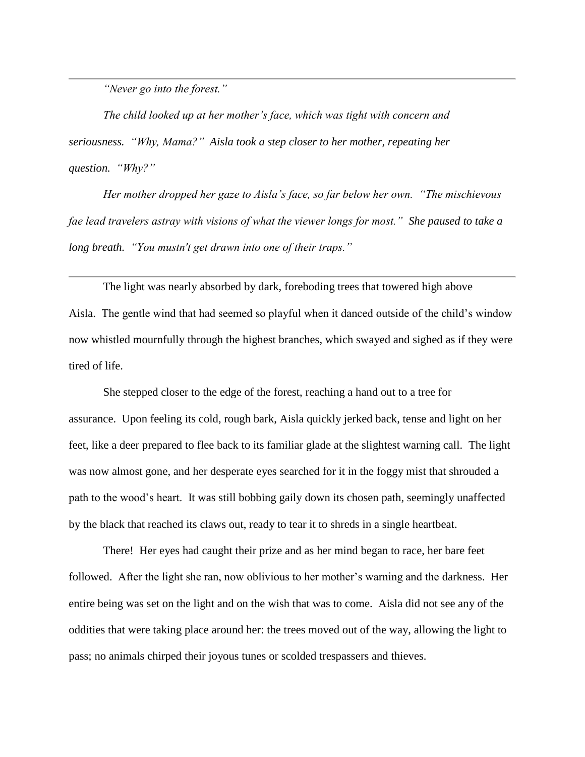---

*"Never go into the forest."*

*The child looked up at her mother's face, which was tight with concern and seriousness. "Why, Mama?" Aisla took a step closer to her mother, repeating her question. "Why?"*

*Her mother dropped her gaze to Aisla's face, so far below her own. "The mischievous fae lead travelers astray with visions of what the viewer longs for most." She paused to take a long breath. "You mustn't get drawn into one of their traps."*

---

The light was nearly absorbed by dark, foreboding trees that towered high above Aisla. The gentle wind that had seemed so playful when it danced outside of the child's window now whistled mournfully through the highest branches, which swayed and sighed as if they were tired of life.

She stepped closer to the edge of the forest, reaching a hand out to a tree for assurance. Upon feeling its cold, rough bark, Aisla quickly jerked back, tense and light on her feet, like a deer prepared to flee back to its familiar glade at the slightest warning call. The light was now almost gone, and her desperate eyes searched for it in the foggy mist that shrouded a path to the wood's heart. It was still bobbing gaily down its chosen path, seemingly unaffected by the black that reached its claws out, ready to tear it to shreds in a single heartbeat.

There! Her eyes had caught their prize and as her mind began to race, her bare feet followed. After the light she ran, now oblivious to her mother's warning and the darkness. Her entire being was set on the light and on the wish that was to come. Aisla did not see any of the oddities that were taking place around her: the trees moved out of the way, allowing the light to pass; no animals chirped their joyous tunes or scolded trespassers and thieves.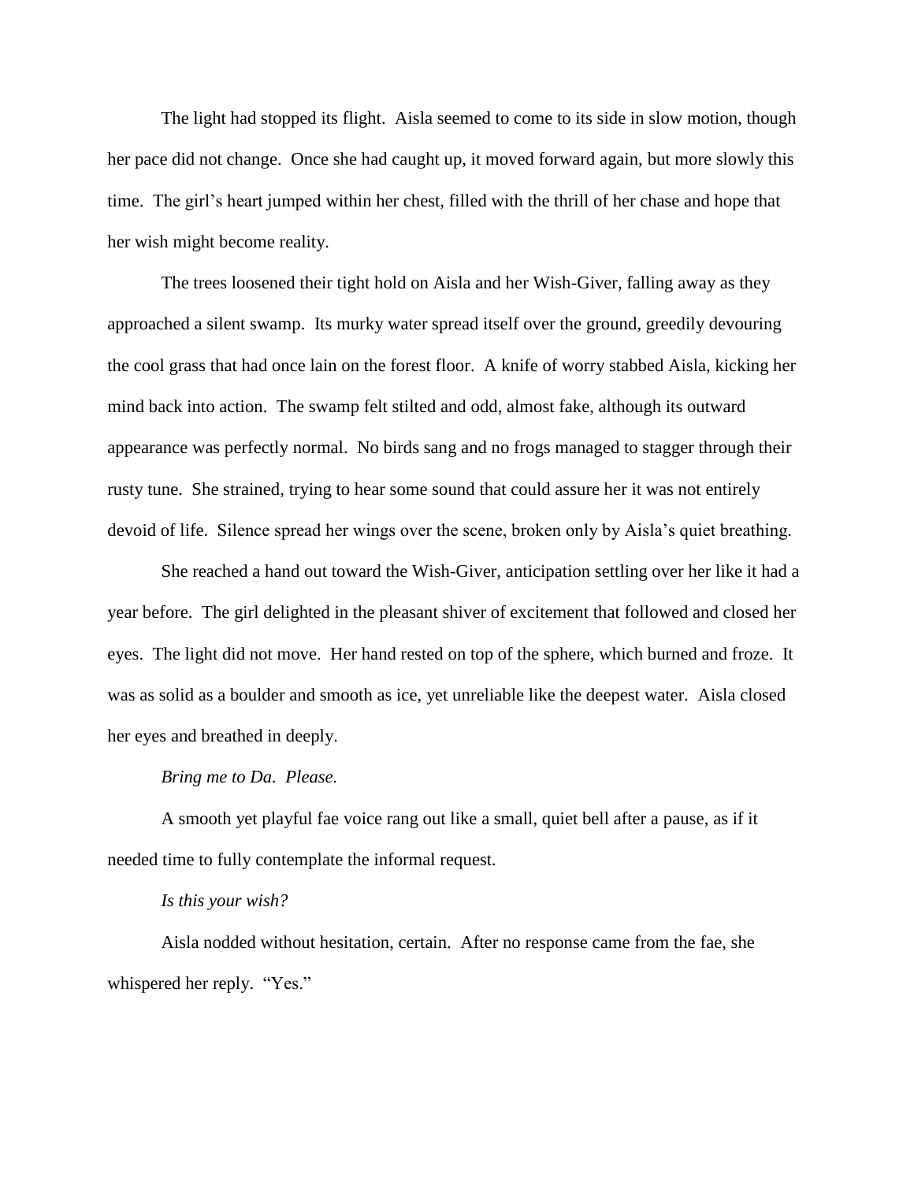The light had stopped its flight. Aisla seemed to come to its side in slow motion, though her pace did not change. Once she had caught up, it moved forward again, but more slowly this time. The girl's heart jumped within her chest, filled with the thrill of her chase and hope that her wish might become reality.

The trees loosened their tight hold on Aisla and her Wish-Giver, falling away as they approached a silent swamp. Its murky water spread itself over the ground, greedily devouring the cool grass that had once lain on the forest floor. A knife of worry stabbed Aisla, kicking her mind back into action. The swamp felt stilted and odd, almost fake, although its outward appearance was perfectly normal. No birds sang and no frogs managed to stagger through their rusty tune. She strained, trying to hear some sound that could assure her it was not entirely devoid of life. Silence spread her wings over the scene, broken only by Aisla's quiet breathing.

She reached a hand out toward the Wish-Giver, anticipation settling over her like it had a year before. The girl delighted in the pleasant shiver of excitement that followed and closed her eyes. The light did not move. Her hand rested on top of the sphere, which burned and froze. It was as solid as a boulder and smooth as ice, yet unreliable like the deepest water. Aisla closed her eyes and breathed in deeply.

*Bring me to Da. Please.*

A smooth yet playful fae voice rang out like a small, quiet bell after a pause, as if it needed time to fully contemplate the informal request.

*Is this your wish?*

Aisla nodded without hesitation, certain. After no response came from the fae, she whispered her reply. "Yes."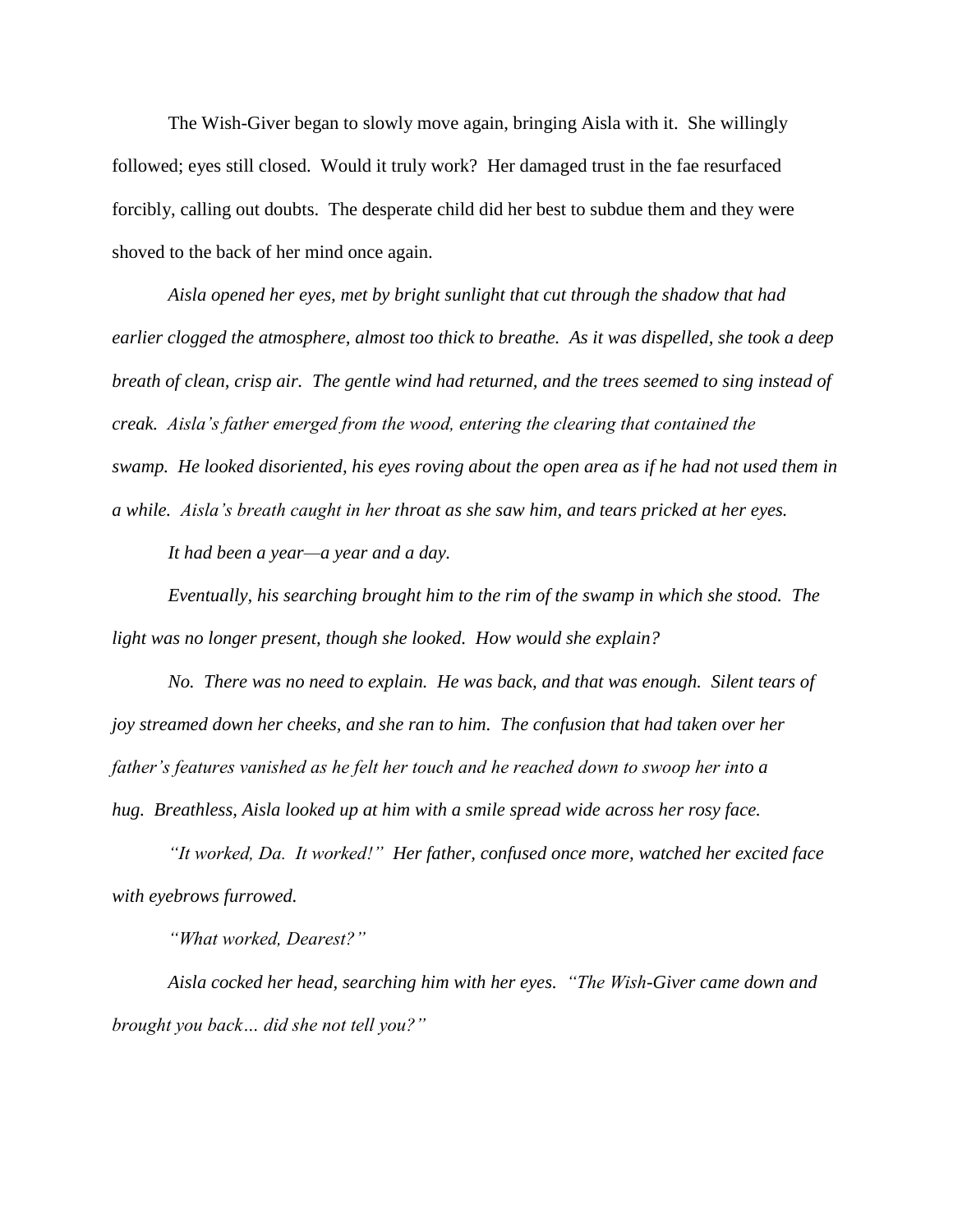The Wish-Giver began to slowly move again, bringing Aisla with it. She willingly followed; eyes still closed. Would it truly work? Her damaged trust in the fae resurfaced forcibly, calling out doubts. The desperate child did her best to subdue them and they were shoved to the back of her mind once again.

*Aisla opened her eyes, met by bright sunlight that cut through the shadow that had earlier clogged the atmosphere, almost too thick to breathe. As it was dispelled, she took a deep breath of clean, crisp air. The gentle wind had returned, and the trees seemed to sing instead of creak. Aisla's father emerged from the wood, entering the clearing that contained the swamp. He looked disoriented, his eyes roving about the open area as if he had not used them in a while. Aisla's breath caught in her throat as she saw him, and tears pricked at her eyes.*

*It had been a year—a year and a day.*

*Eventually, his searching brought him to the rim of the swamp in which she stood. The light was no longer present, though she looked. How would she explain?*

*No. There was no need to explain. He was back, and that was enough. Silent tears of joy streamed down her cheeks, and she ran to him. The confusion that had taken over her father's features vanished as he felt her touch and he reached down to swoop her into a hug. Breathless, Aisla looked up at him with a smile spread wide across her rosy face.*

*"It worked, Da. It worked!" Her father, confused once more, watched her excited face with eyebrows furrowed.*

*"What worked, Dearest?"*

*Aisla cocked her head, searching him with her eyes. "The Wish-Giver came down and brought you back… did she not tell you?"*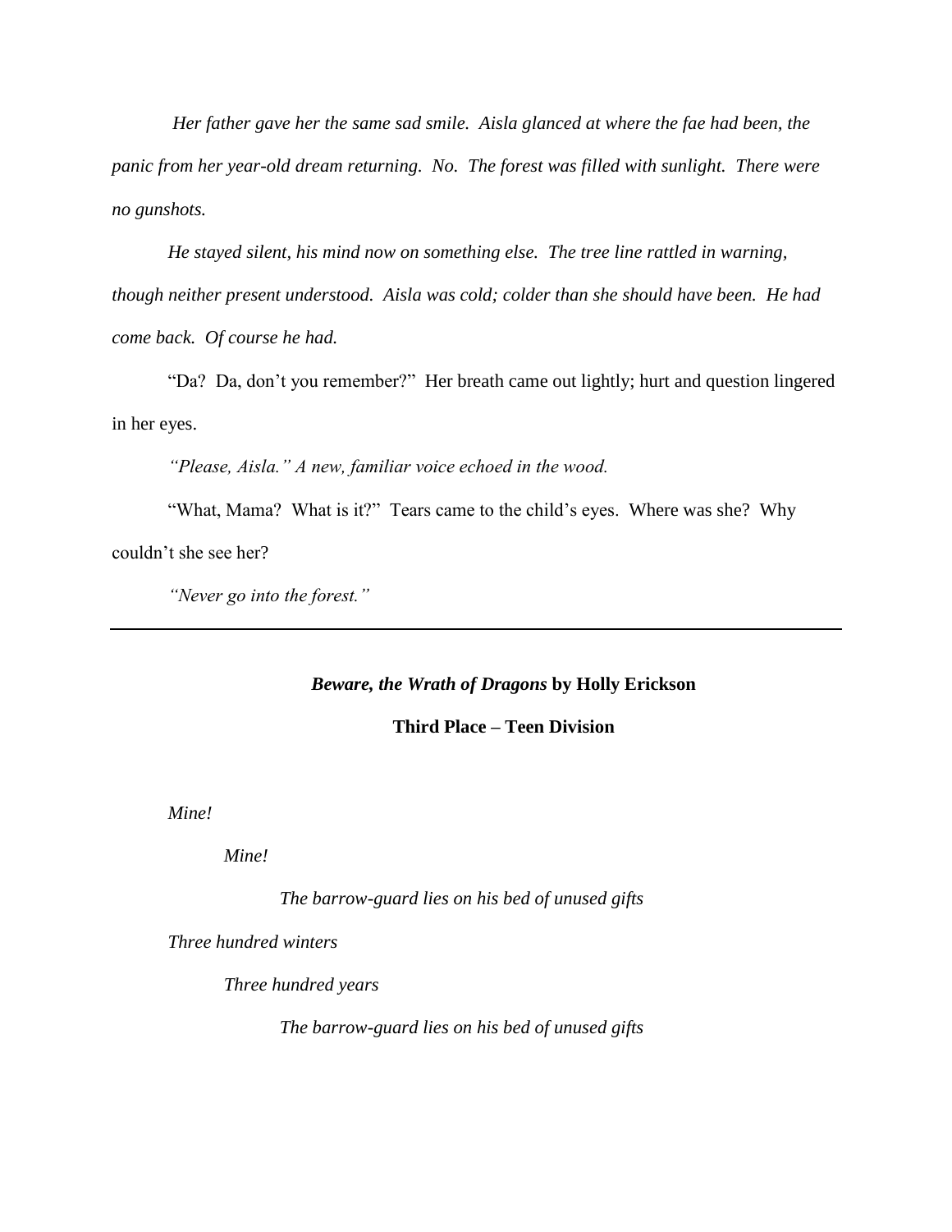*Her father gave her the same sad smile. Aisla glanced at where the fae had been, the panic from her year-old dream returning. No. The forest was filled with sunlight. There were no gunshots.*

*He stayed silent, his mind now on something else. The tree line rattled in warning, though neither present understood. Aisla was cold; colder than she should have been. He had come back. Of course he had.*

"Da? Da, don't you remember?" Her breath came out lightly; hurt and question lingered in her eyes.

*"Please, Aisla." A new, familiar voice echoed in the wood.*

"What, Mama? What is it?" Tears came to the child's eyes. Where was she? Why couldn't she see her?

*"Never go into the forest."*

---

**_Beware, the Wrath of Dragons_ by Holly Erickson**

**Third Place – Teen Division**

*Mine!*

*Mine!*

*The barrow-guard lies on his bed of unused gifts*

*Three hundred winters*

*Three hundred years*

*The barrow-guard lies on his bed of unused gifts*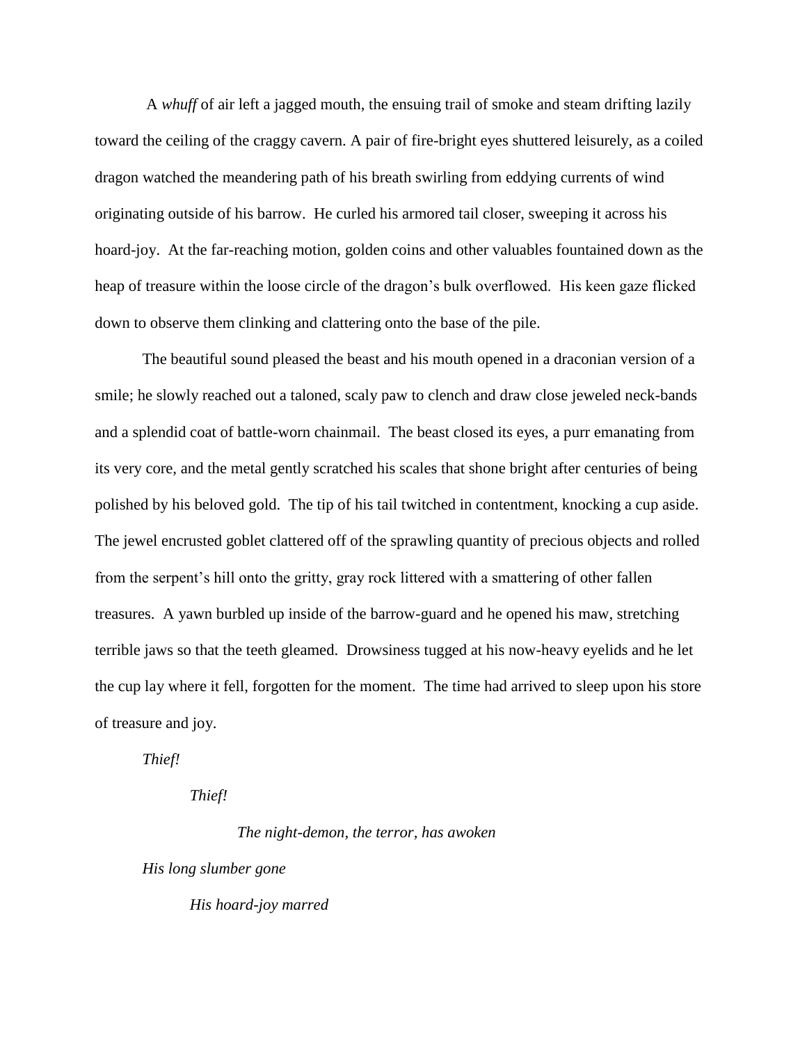A *whuff* of air left a jagged mouth, the ensuing trail of smoke and steam drifting lazily toward the ceiling of the craggy cavern. A pair of fire-bright eyes shuttered leisurely, as a coiled dragon watched the meandering path of his breath swirling from eddying currents of wind originating outside of his barrow. He curled his armored tail closer, sweeping it across his hoard-joy. At the far-reaching motion, golden coins and other valuables fountained down as the heap of treasure within the loose circle of the dragon's bulk overflowed. His keen gaze flicked down to observe them clinking and clattering onto the base of the pile.

The beautiful sound pleased the beast and his mouth opened in a draconian version of a smile; he slowly reached out a taloned, scaly paw to clench and draw close jeweled neck-bands and a splendid coat of battle-worn chainmail. The beast closed its eyes, a purr emanating from its very core, and the metal gently scratched his scales that shone bright after centuries of being polished by his beloved gold. The tip of his tail twitched in contentment, knocking a cup aside. The jewel encrusted goblet clattered off of the sprawling quantity of precious objects and rolled from the serpent's hill onto the gritty, gray rock littered with a smattering of other fallen treasures. A yawn burbled up inside of the barrow-guard and he opened his maw, stretching terrible jaws so that the teeth gleamed. Drowsiness tugged at his now-heavy eyelids and he let the cup lay where it fell, forgotten for the moment. The time had arrived to sleep upon his store of treasure and joy.

*Thief!*

*Thief!*

*The night-demon, the terror, has awoken*

*His long slumber gone*

*His hoard-joy marred*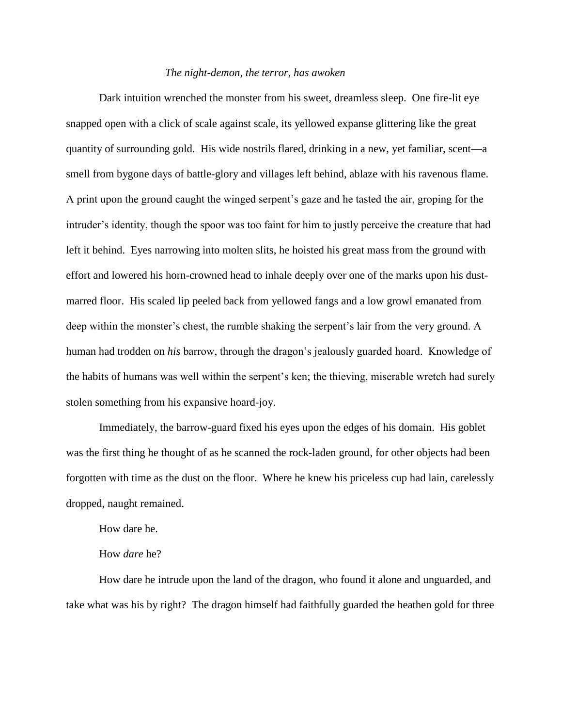*The night-demon, the terror, has awoken*

Dark intuition wrenched the monster from his sweet, dreamless sleep. One fire-lit eye snapped open with a click of scale against scale, its yellowed expanse glittering like the great quantity of surrounding gold. His wide nostrils flared, drinking in a new, yet familiar, scent—a smell from bygone days of battle-glory and villages left behind, ablaze with his ravenous flame. A print upon the ground caught the winged serpent's gaze and he tasted the air, groping for the intruder's identity, though the spoor was too faint for him to justly perceive the creature that had left it behind. Eyes narrowing into molten slits, he hoisted his great mass from the ground with effort and lowered his horn-crowned head to inhale deeply over one of the marks upon his dust-marred floor. His scaled lip peeled back from yellowed fangs and a low growl emanated from deep within the monster's chest, the rumble shaking the serpent's lair from the very ground. A human had trodden on *his* barrow, through the dragon's jealously guarded hoard. Knowledge of the habits of humans was well within the serpent's ken; the thieving, miserable wretch had surely stolen something from his expansive hoard-joy.

Immediately, the barrow-guard fixed his eyes upon the edges of his domain. His goblet was the first thing he thought of as he scanned the rock-laden ground, for other objects had been forgotten with time as the dust on the floor. Where he knew his priceless cup had lain, carelessly dropped, naught remained.

How dare he.

How *dare* he?

How dare he intrude upon the land of the dragon, who found it alone and unguarded, and take what was his by right? The dragon himself had faithfully guarded the heathen gold for three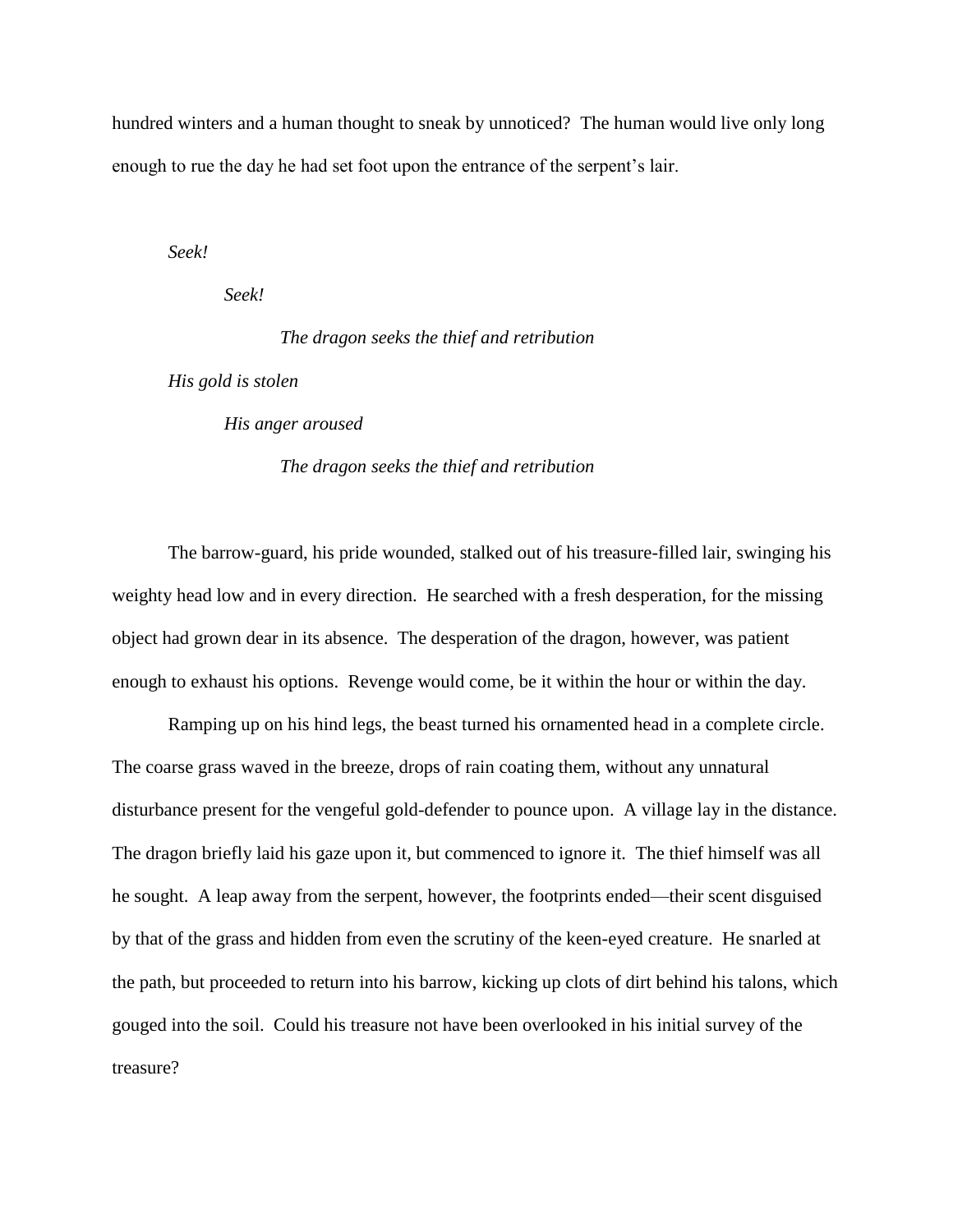hundred winters and a human thought to sneak by unnoticed? The human would live only long enough to rue the day he had set foot upon the entrance of the serpent's lair.

*Seek!*

*Seek!*

*The dragon seeks the thief and retribution*

*His gold is stolen*

*His anger aroused*

*The dragon seeks the thief and retribution*

The barrow-guard, his pride wounded, stalked out of his treasure-filled lair, swinging his weighty head low and in every direction. He searched with a fresh desperation, for the missing object had grown dear in its absence. The desperation of the dragon, however, was patient enough to exhaust his options. Revenge would come, be it within the hour or within the day.

Ramping up on his hind legs, the beast turned his ornamented head in a complete circle. The coarse grass waved in the breeze, drops of rain coating them, without any unnatural disturbance present for the vengeful gold-defender to pounce upon. A village lay in the distance. The dragon briefly laid his gaze upon it, but commenced to ignore it. The thief himself was all he sought. A leap away from the serpent, however, the footprints ended—their scent disguised by that of the grass and hidden from even the scrutiny of the keen-eyed creature. He snarled at the path, but proceeded to return into his barrow, kicking up clots of dirt behind his talons, which gouged into the soil. Could his treasure not have been overlooked in his initial survey of the treasure?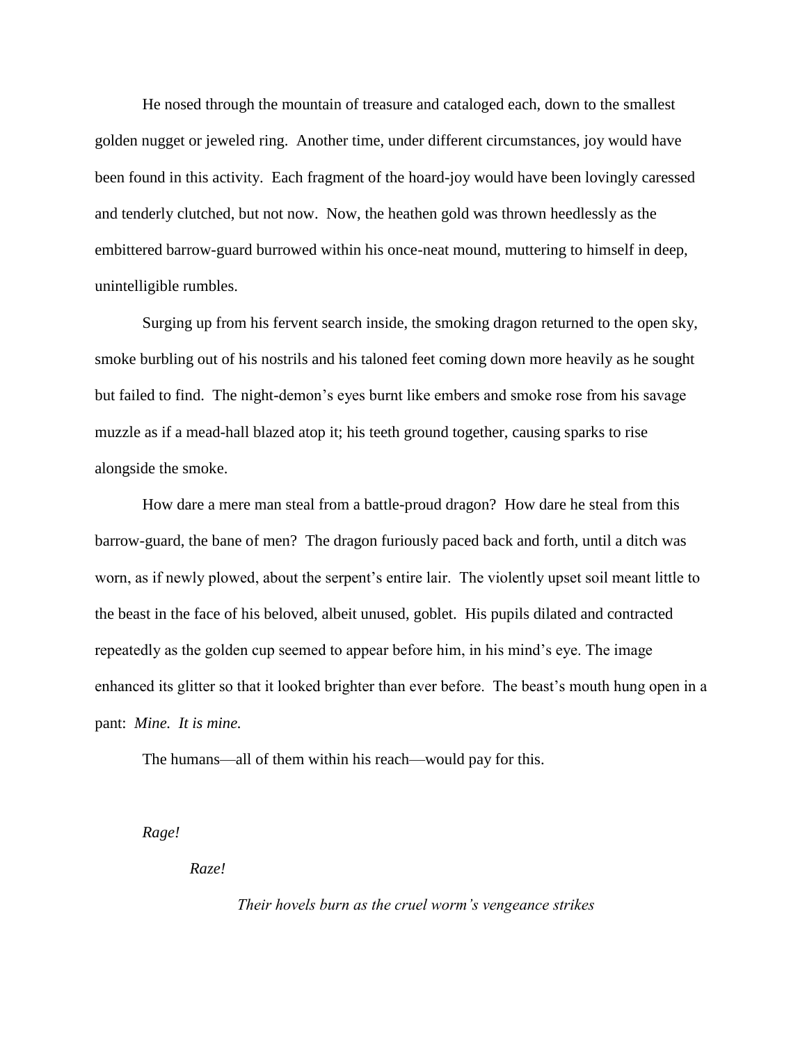He nosed through the mountain of treasure and cataloged each, down to the smallest golden nugget or jeweled ring. Another time, under different circumstances, joy would have been found in this activity. Each fragment of the hoard-joy would have been lovingly caressed and tenderly clutched, but not now. Now, the heathen gold was thrown heedlessly as the embittered barrow-guard burrowed within his once-neat mound, muttering to himself in deep, unintelligible rumbles.

Surging up from his fervent search inside, the smoking dragon returned to the open sky, smoke burbling out of his nostrils and his taloned feet coming down more heavily as he sought but failed to find. The night-demon's eyes burnt like embers and smoke rose from his savage muzzle as if a mead-hall blazed atop it; his teeth ground together, causing sparks to rise alongside the smoke.

How dare a mere man steal from a battle-proud dragon? How dare he steal from this barrow-guard, the bane of men? The dragon furiously paced back and forth, until a ditch was worn, as if newly plowed, about the serpent's entire lair. The violently upset soil meant little to the beast in the face of his beloved, albeit unused, goblet. His pupils dilated and contracted repeatedly as the golden cup seemed to appear before him, in his mind's eye. The image enhanced its glitter so that it looked brighter than ever before. The beast's mouth hung open in a pant: *Mine. It is mine.*

The humans—all of them within his reach—would pay for this.

*Rage!*

*Raze!*

*Their hovels burn as the cruel worm's vengeance strikes*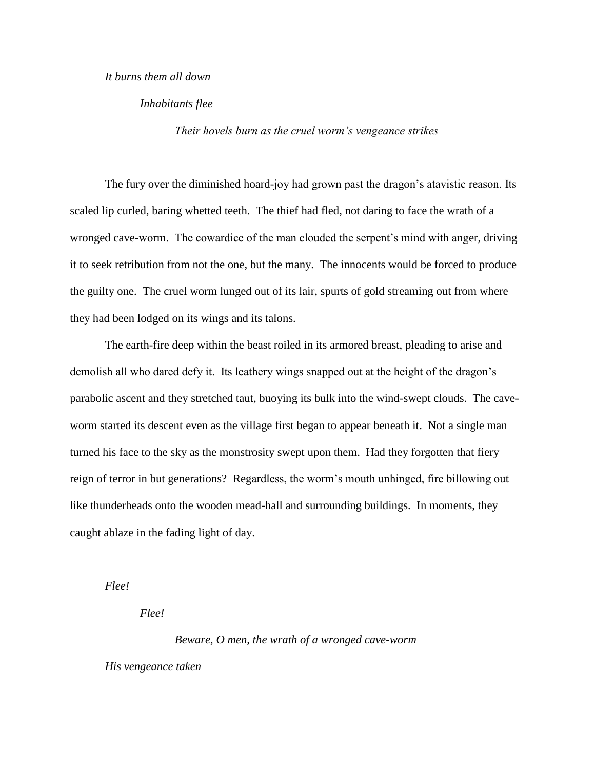*It burns them all down*

*Inhabitants flee*

*Their hovels burn as the cruel worm's vengeance strikes*

The fury over the diminished hoard-joy had grown past the dragon's atavistic reason. Its scaled lip curled, baring whetted teeth. The thief had fled, not daring to face the wrath of a wronged cave-worm. The cowardice of the man clouded the serpent's mind with anger, driving it to seek retribution from not the one, but the many. The innocents would be forced to produce the guilty one. The cruel worm lunged out of its lair, spurts of gold streaming out from where they had been lodged on its wings and its talons.

The earth-fire deep within the beast roiled in its armored breast, pleading to arise and demolish all who dared defy it. Its leathery wings snapped out at the height of the dragon's parabolic ascent and they stretched taut, buoying its bulk into the wind-swept clouds. The cave-worm started its descent even as the village first began to appear beneath it. Not a single man turned his face to the sky as the monstrosity swept upon them. Had they forgotten that fiery reign of terror in but generations? Regardless, the worm's mouth unhinged, fire billowing out like thunderheads onto the wooden mead-hall and surrounding buildings. In moments, they caught ablaze in the fading light of day.

*Flee!*

*Flee!*

*Beware, O men, the wrath of a wronged cave-worm*

*His vengeance taken*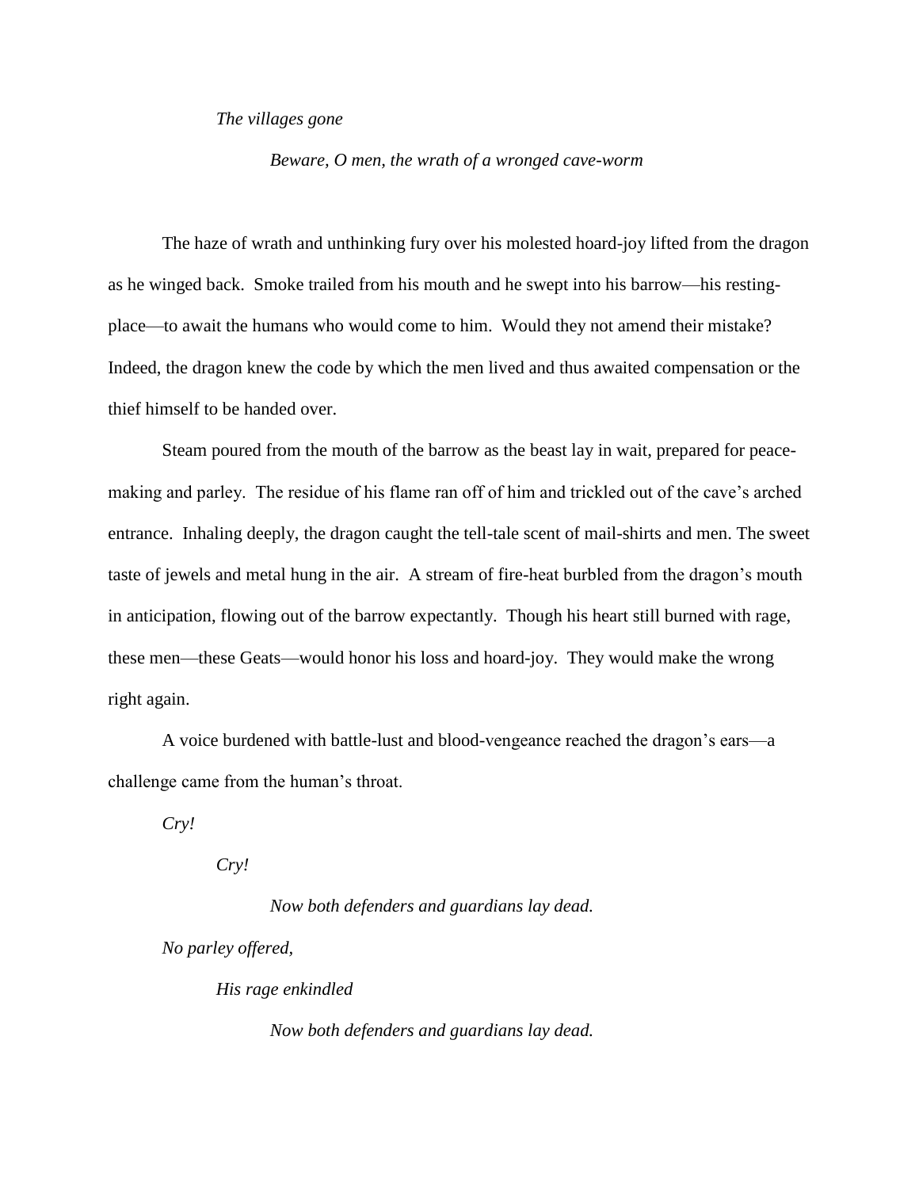*The villages gone*

*Beware, O men, the wrath of a wronged cave-worm*

The haze of wrath and unthinking fury over his molested hoard-joy lifted from the dragon as he winged back. Smoke trailed from his mouth and he swept into his barrow—his resting-place—to await the humans who would come to him. Would they not amend their mistake? Indeed, the dragon knew the code by which the men lived and thus awaited compensation or the thief himself to be handed over.

Steam poured from the mouth of the barrow as the beast lay in wait, prepared for peace-making and parley. The residue of his flame ran off of him and trickled out of the cave's arched entrance. Inhaling deeply, the dragon caught the tell-tale scent of mail-shirts and men. The sweet taste of jewels and metal hung in the air. A stream of fire-heat burbled from the dragon's mouth in anticipation, flowing out of the barrow expectantly. Though his heart still burned with rage, these men—these Geats—would honor his loss and hoard-joy. They would make the wrong right again.

A voice burdened with battle-lust and blood-vengeance reached the dragon's ears—a challenge came from the human's throat.

*Cry!*

*Cry!*

*Now both defenders and guardians lay dead.*

*No parley offered,*

*His rage enkindled*

*Now both defenders and guardians lay dead.*